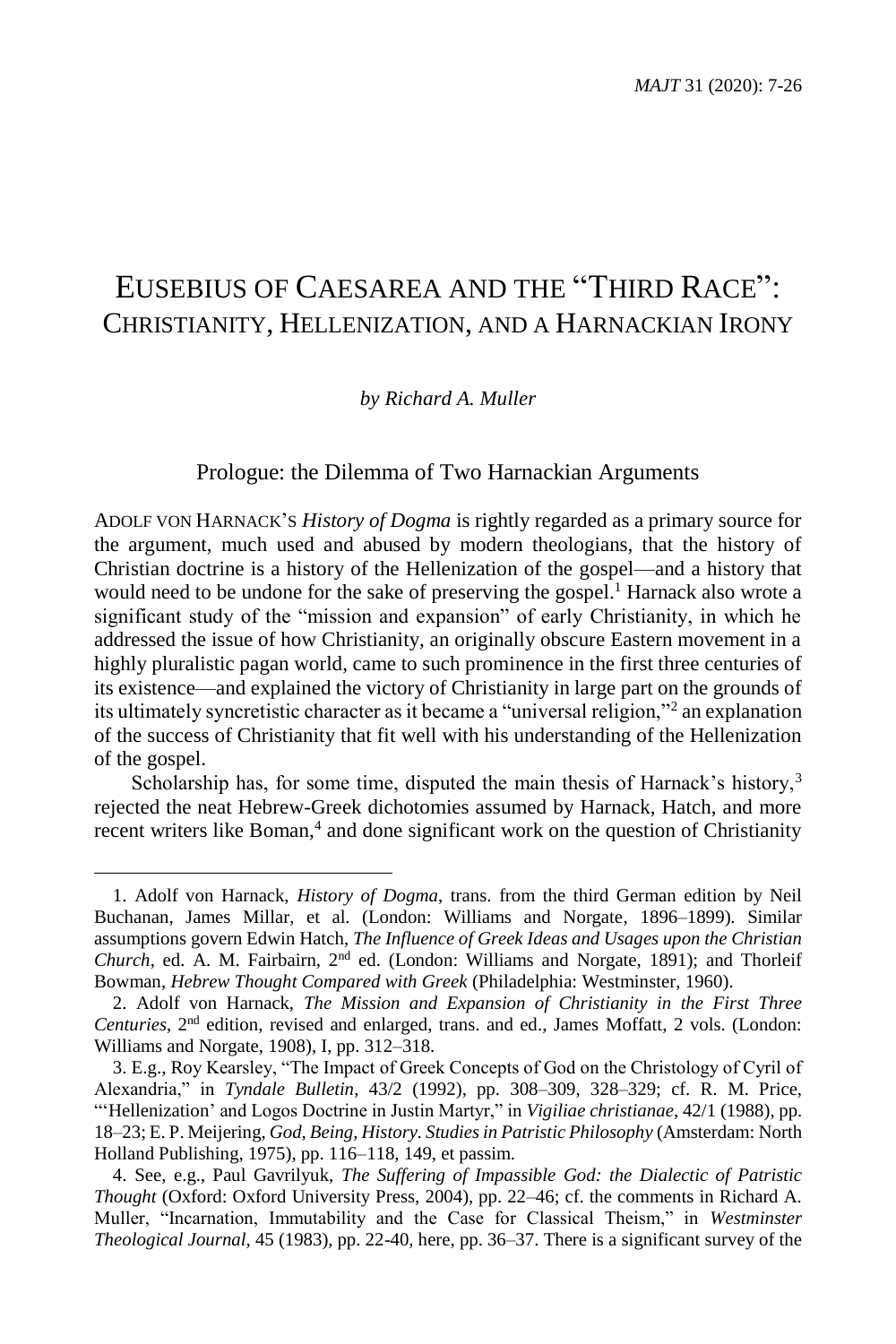# Eusebius of Caesarea and the "Third Race": Christianity, Hellenization, and a Harnackian Irony

*by Richard A. Muller*

## Prologue: the Dilemma of Two Harnackian Arguments

ADOLF VON HARNACK'S *History of Dogma* is rightly regarded as a primary source for the argument, much used and abused by modern theologians, that the history of Christian doctrine is a history of the Hellenization of the gospel—and a history that would need to be undone for the sake of preserving the gospel.[1] Harnack also wrote a significant study of the "mission and expansion" of early Christianity, in which he addressed the issue of how Christianity, an originally obscure Eastern movement in a highly pluralistic pagan world, came to such prominence in the first three centuries of its existence—and explained the victory of Christianity in large part on the grounds of its ultimately syncretistic character as it became a "universal religion,"[2] an explanation of the success of Christianity that fit well with his understanding of the Hellenization of the gospel.

Scholarship has, for some time, disputed the main thesis of Harnack's history,[3] rejected the neat Hebrew-Greek dichotomies assumed by Harnack, Hatch, and more recent writers like Boman,[4] and done significant work on the question of Christianity

---

1. Adolf von Harnack, *History of Dogma*, trans. from the third German edition by Neil Buchanan, James Millar, et al. (London: Williams and Norgate, 1896–1899). Similar assumptions govern Edwin Hatch, *The Influence of Greek Ideas and Usages upon the Christian Church*, ed. A. M. Fairbairn, 2nd ed. (London: Williams and Norgate, 1891); and Thorleif Bowman, *Hebrew Thought Compared with Greek* (Philadelphia: Westminster, 1960).

2. Adolf von Harnack, *The Mission and Expansion of Christianity in the First Three Centuries*, 2nd edition, revised and enlarged, trans. and ed., James Moffatt, 2 vols. (London: Williams and Norgate, 1908), I, pp. 312–318.

3. E.g., Roy Kearsley, "The Impact of Greek Concepts of God on the Christology of Cyril of Alexandria," in *Tyndale Bulletin*, 43/2 (1992), pp. 308–309, 328–329; cf. R. M. Price, "'Hellenization' and Logos Doctrine in Justin Martyr," in *Vigiliae christianae*, 42/1 (1988), pp. 18–23; E. P. Meijering, *God, Being, History. Studies in Patristic Philosophy* (Amsterdam: North Holland Publishing, 1975), pp. 116–118, 149, et passim.

4. See, e.g., Paul Gavrilyuk, *The Suffering of Impassible God: the Dialectic of Patristic Thought* (Oxford: Oxford University Press, 2004), pp. 22–46; cf. the comments in Richard A. Muller, "Incarnation, Immutability and the Case for Classical Theism," in *Westminster Theological Journal*, 45 (1983), pp. 22-40, here, pp. 36–37. There is a significant survey of the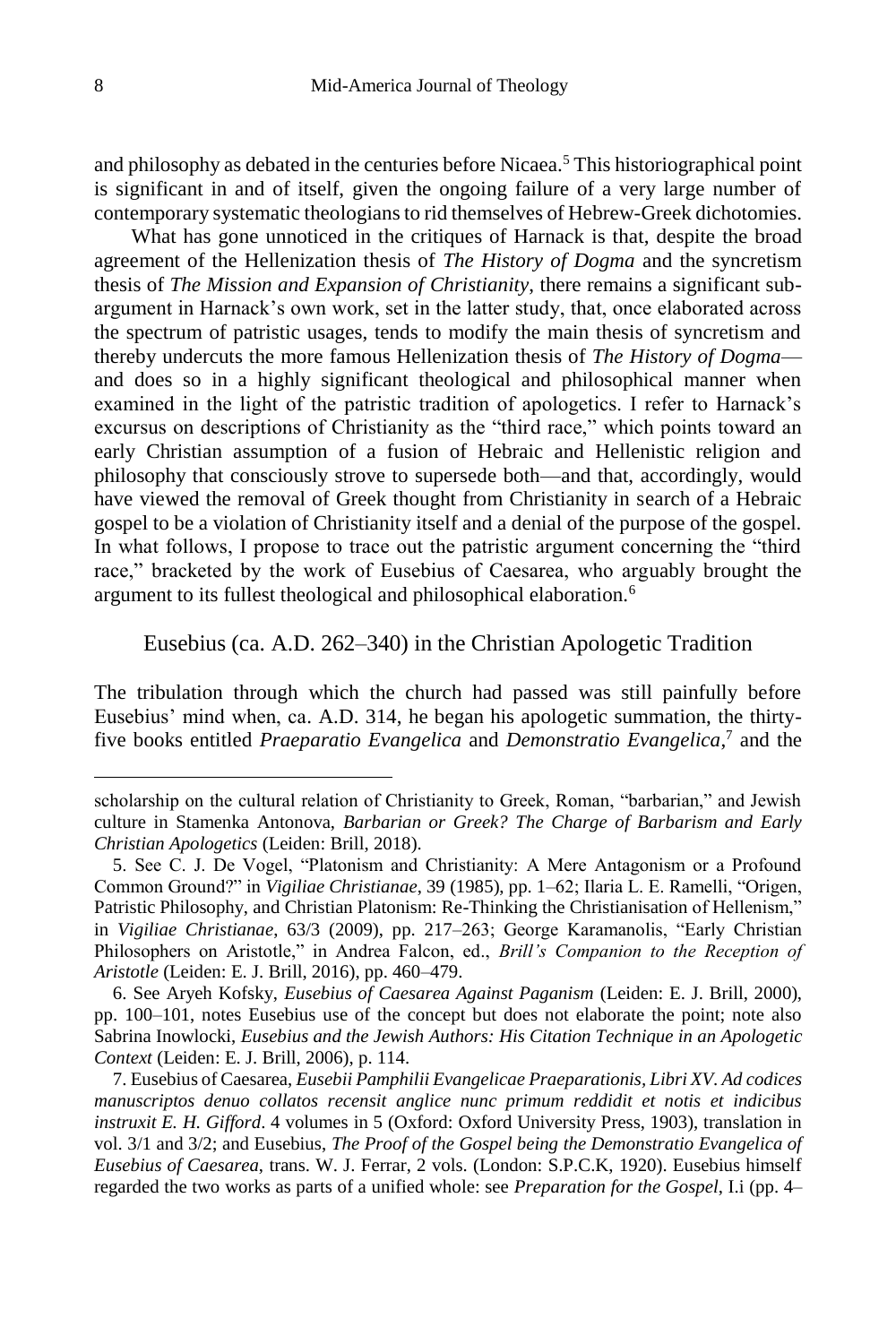and philosophy as debated in the centuries before Nicaea.[5] This historiographical point is significant in and of itself, given the ongoing failure of a very large number of contemporary systematic theologians to rid themselves of Hebrew-Greek dichotomies.

What has gone unnoticed in the critiques of Harnack is that, despite the broad agreement of the Hellenization thesis of *The History of Dogma* and the syncretism thesis of *The Mission and Expansion of Christianity*, there remains a significant sub-argument in Harnack's own work, set in the latter study, that, once elaborated across the spectrum of patristic usages, tends to modify the main thesis of syncretism and thereby undercuts the more famous Hellenization thesis of *The History of Dogma*—and does so in a highly significant theological and philosophical manner when examined in the light of the patristic tradition of apologetics. I refer to Harnack's excursus on descriptions of Christianity as the "third race," which points toward an early Christian assumption of a fusion of Hebraic and Hellenistic religion and philosophy that consciously strove to supersede both—and that, accordingly, would have viewed the removal of Greek thought from Christianity in search of a Hebraic gospel to be a violation of Christianity itself and a denial of the purpose of the gospel. In what follows, I propose to trace out the patristic argument concerning the "third race," bracketed by the work of Eusebius of Caesarea, who arguably brought the argument to its fullest theological and philosophical elaboration.[6]

## Eusebius (ca. A.D. 262–340) in the Christian Apologetic Tradition

The tribulation through which the church had passed was still painfully before Eusebius' mind when, ca. A.D. 314, he began his apologetic summation, the thirty-five books entitled *Praeparatio Evangelica* and *Demonstratio Evangelica*,[7] and the

---

scholarship on the cultural relation of Christianity to Greek, Roman, "barbarian," and Jewish culture in Stamenka Antonova, *Barbarian or Greek? The Charge of Barbarism and Early Christian Apologetics* (Leiden: Brill, 2018).

5. See C. J. De Vogel, "Platonism and Christianity: A Mere Antagonism or a Profound Common Ground?" in *Vigiliae Christianae*, 39 (1985), pp. 1–62; Ilaria L. E. Ramelli, "Origen, Patristic Philosophy, and Christian Platonism: Re-Thinking the Christianisation of Hellenism," in *Vigiliae Christianae*, 63/3 (2009), pp. 217–263; George Karamanolis, "Early Christian Philosophers on Aristotle," in Andrea Falcon, ed., *Brill's Companion to the Reception of Aristotle* (Leiden: E. J. Brill, 2016), pp. 460–479.

6. See Aryeh Kofsky, *Eusebius of Caesarea Against Paganism* (Leiden: E. J. Brill, 2000), pp. 100–101, notes Eusebius use of the concept but does not elaborate the point; note also Sabrina Inowlocki, *Eusebius and the Jewish Authors: His Citation Technique in an Apologetic Context* (Leiden: E. J. Brill, 2006), p. 114.

7. Eusebius of Caesarea, *Eusebii Pamphilii Evangelicae Praeparationis, Libri XV. Ad codices manuscriptos denuo collatos recensit anglice nunc primum reddidit et notis et indicibus instruxit E. H. Gifford*. 4 volumes in 5 (Oxford: Oxford University Press, 1903), translation in vol. 3/1 and 3/2; and Eusebius, *The Proof of the Gospel being the Demonstratio Evangelica of Eusebius of Caesarea*, trans. W. J. Ferrar, 2 vols. (London: S.P.C.K, 1920). Eusebius himself regarded the two works as parts of a unified whole: see *Preparation for the Gospel*, I.i (pp. 4–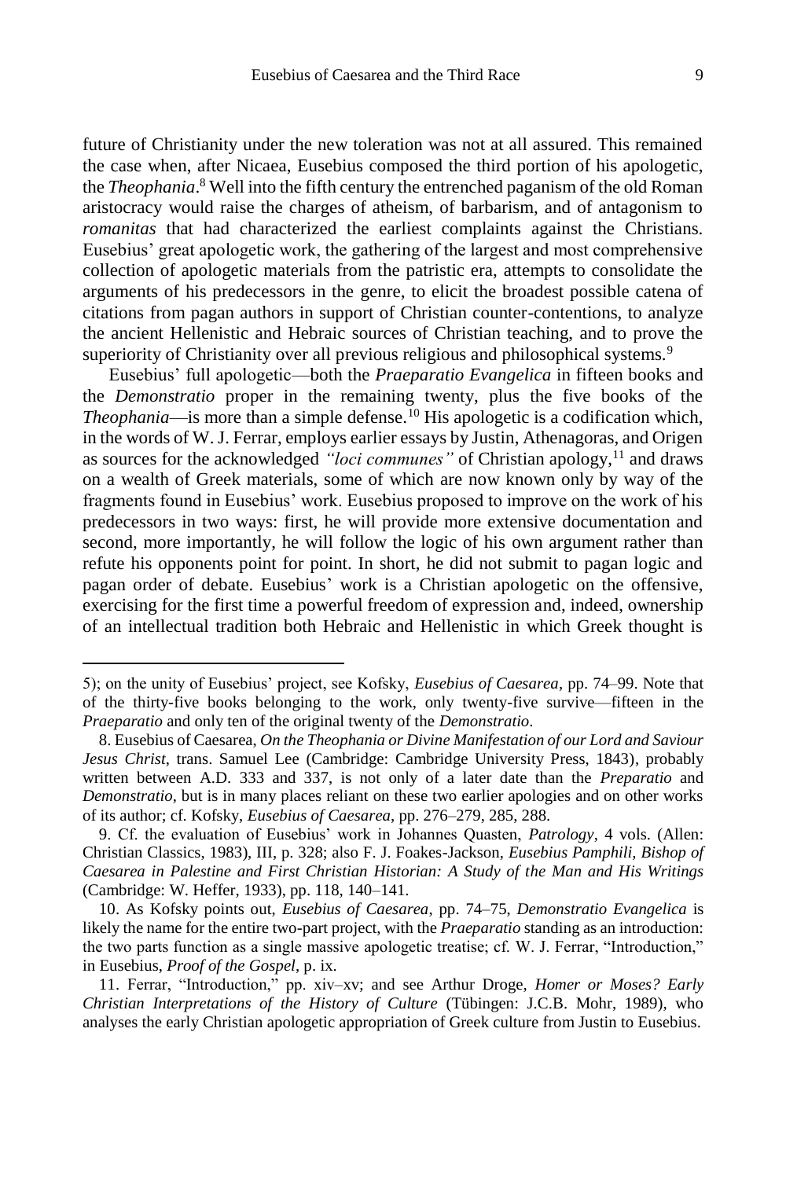future of Christianity under the new toleration was not at all assured. This remained the case when, after Nicaea, Eusebius composed the third portion of his apologetic, the *Theophania*.[8] Well into the fifth century the entrenched paganism of the old Roman aristocracy would raise the charges of atheism, of barbarism, and of antagonism to *romanitas* that had characterized the earliest complaints against the Christians. Eusebius' great apologetic work, the gathering of the largest and most comprehensive collection of apologetic materials from the patristic era, attempts to consolidate the arguments of his predecessors in the genre, to elicit the broadest possible catena of citations from pagan authors in support of Christian counter-contentions, to analyze the ancient Hellenistic and Hebraic sources of Christian teaching, and to prove the superiority of Christianity over all previous religious and philosophical systems.[9]

Eusebius' full apologetic—both the *Praeparatio Evangelica* in fifteen books and the *Demonstratio* proper in the remaining twenty, plus the five books of the *Theophania*—is more than a simple defense.[10] His apologetic is a codification which, in the words of W. J. Ferrar, employs earlier essays by Justin, Athenagoras, and Origen as sources for the acknowledged *"loci communes"* of Christian apology,[11] and draws on a wealth of Greek materials, some of which are now known only by way of the fragments found in Eusebius' work. Eusebius proposed to improve on the work of his predecessors in two ways: first, he will provide more extensive documentation and second, more importantly, he will follow the logic of his own argument rather than refute his opponents point for point. In short, he did not submit to pagan logic and pagan order of debate. Eusebius' work is a Christian apologetic on the offensive, exercising for the first time a powerful freedom of expression and, indeed, ownership of an intellectual tradition both Hebraic and Hellenistic in which Greek thought is

---

5); on the unity of Eusebius' project, see Kofsky, *Eusebius of Caesarea*, pp. 74–99. Note that of the thirty-five books belonging to the work, only twenty-five survive—fifteen in the *Praeparatio* and only ten of the original twenty of the *Demonstratio*.

8. Eusebius of Caesarea, *On the Theophania or Divine Manifestation of our Lord and Saviour Jesus Christ*, trans. Samuel Lee (Cambridge: Cambridge University Press, 1843), probably written between A.D. 333 and 337, is not only of a later date than the *Preparatio* and *Demonstratio*, but is in many places reliant on these two earlier apologies and on other works of its author; cf. Kofsky, *Eusebius of Caesarea*, pp. 276–279, 285, 288.

9. Cf. the evaluation of Eusebius' work in Johannes Quasten, *Patrology*, 4 vols. (Allen: Christian Classics, 1983), III, p. 328; also F. J. Foakes-Jackson, *Eusebius Pamphili, Bishop of Caesarea in Palestine and First Christian Historian: A Study of the Man and His Writings* (Cambridge: W. Heffer, 1933), pp. 118, 140–141.

10. As Kofsky points out, *Eusebius of Caesarea*, pp. 74–75, *Demonstratio Evangelica* is likely the name for the entire two-part project, with the *Praeparatio* standing as an introduction: the two parts function as a single massive apologetic treatise; cf. W. J. Ferrar, "Introduction," in Eusebius, *Proof of the Gospel*, p. ix.

11. Ferrar, "Introduction," pp. xiv–xv; and see Arthur Droge, *Homer or Moses? Early Christian Interpretations of the History of Culture* (Tübingen: J.C.B. Mohr, 1989), who analyses the early Christian apologetic appropriation of Greek culture from Justin to Eusebius.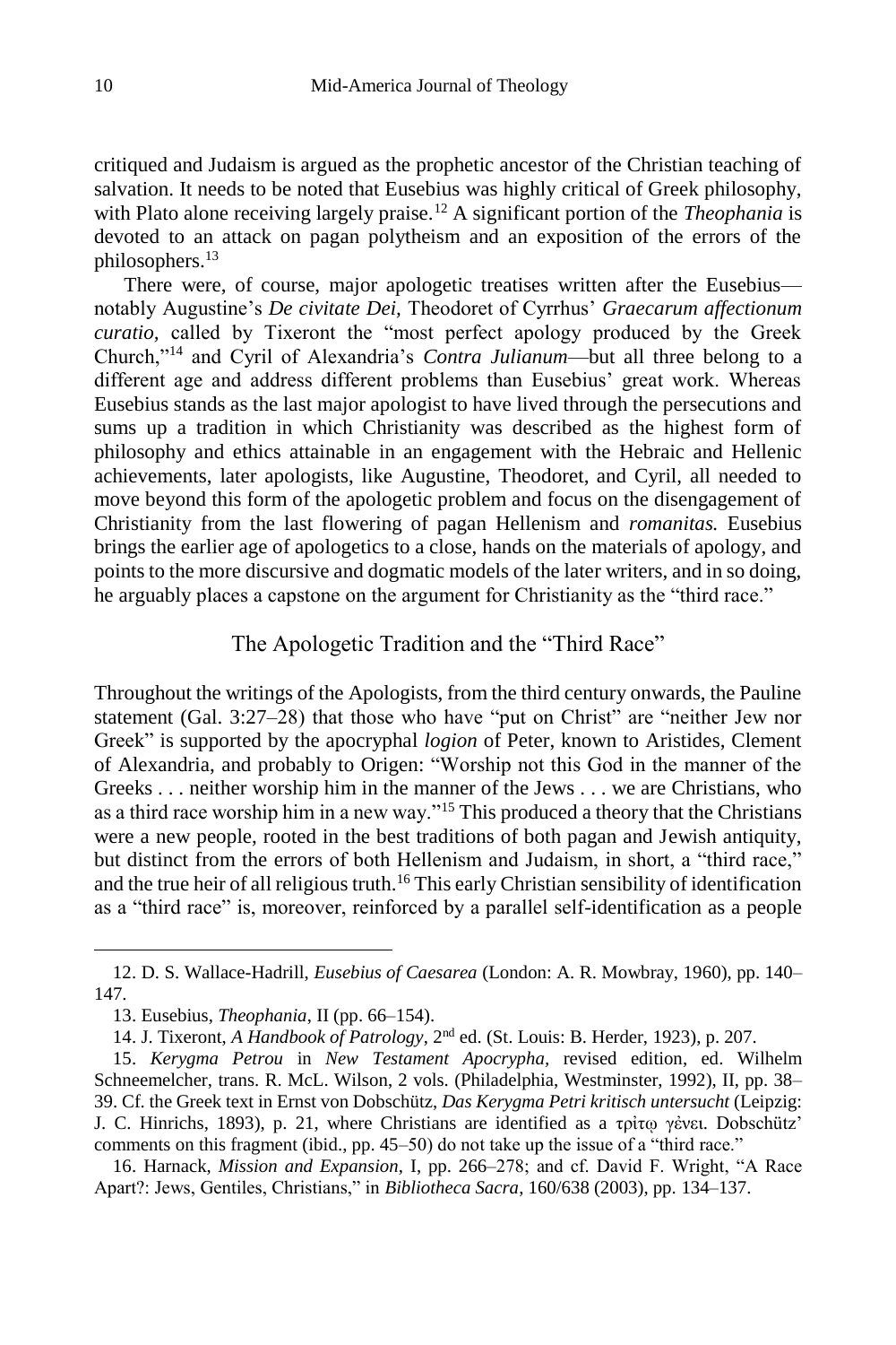critiqued and Judaism is argued as the prophetic ancestor of the Christian teaching of salvation. It needs to be noted that Eusebius was highly critical of Greek philosophy, with Plato alone receiving largely praise.[12] A significant portion of the *Theophania* is devoted to an attack on pagan polytheism and an exposition of the errors of the philosophers.[13]

There were, of course, major apologetic treatises written after the Eusebius—notably Augustine's *De civitate Dei*, Theodoret of Cyrrhus' *Graecarum affectionum curatio*, called by Tixeront the "most perfect apology produced by the Greek Church,"[14] and Cyril of Alexandria's *Contra Julianum*—but all three belong to a different age and address different problems than Eusebius' great work. Whereas Eusebius stands as the last major apologist to have lived through the persecutions and sums up a tradition in which Christianity was described as the highest form of philosophy and ethics attainable in an engagement with the Hebraic and Hellenic achievements, later apologists, like Augustine, Theodoret, and Cyril, all needed to move beyond this form of the apologetic problem and focus on the disengagement of Christianity from the last flowering of pagan Hellenism and *romanitas.* Eusebius brings the earlier age of apologetics to a close, hands on the materials of apology, and points to the more discursive and dogmatic models of the later writers, and in so doing, he arguably places a capstone on the argument for Christianity as the "third race."

## The Apologetic Tradition and the "Third Race"

Throughout the writings of the Apologists, from the third century onwards, the Pauline statement (Gal. 3:27–28) that those who have "put on Christ" are "neither Jew nor Greek" is supported by the apocryphal *logion* of Peter, known to Aristides, Clement of Alexandria, and probably to Origen: "Worship not this God in the manner of the Greeks . . . neither worship him in the manner of the Jews . . . we are Christians, who as a third race worship him in a new way."[15] This produced a theory that the Christians were a new people, rooted in the best traditions of both pagan and Jewish antiquity, but distinct from the errors of both Hellenism and Judaism, in short, a "third race," and the true heir of all religious truth.[16] This early Christian sensibility of identification as a "third race" is, moreover, reinforced by a parallel self-identification as a people

---

12. D. S. Wallace-Hadrill, *Eusebius of Caesarea* (London: A. R. Mowbray, 1960), pp. 140–147.

13. Eusebius, *Theophania*, II (pp. 66–154).

14. J. Tixeront, *A Handbook of Patrology*, 2nd ed. (St. Louis: B. Herder, 1923), p. 207.

15. *Kerygma Petrou* in *New Testament Apocrypha*, revised edition, ed. Wilhelm Schneemelcher, trans. R. McL. Wilson, 2 vols. (Philadelphia, Westminster, 1992), II, pp. 38–39. Cf. the Greek text in Ernst von Dobschütz, *Das Kerygma Petri kritisch untersucht* (Leipzig: J. C. Hinrichs, 1893), p. 21, where Christians are identified as a τρίτῳ γένει. Dobschütz' comments on this fragment (ibid., pp. 45–50) do not take up the issue of a "third race."

16. Harnack, *Mission and Expansion*, I, pp. 266–278; and cf. David F. Wright, "A Race Apart?: Jews, Gentiles, Christians," in *Bibliotheca Sacra*, 160/638 (2003), pp. 134–137.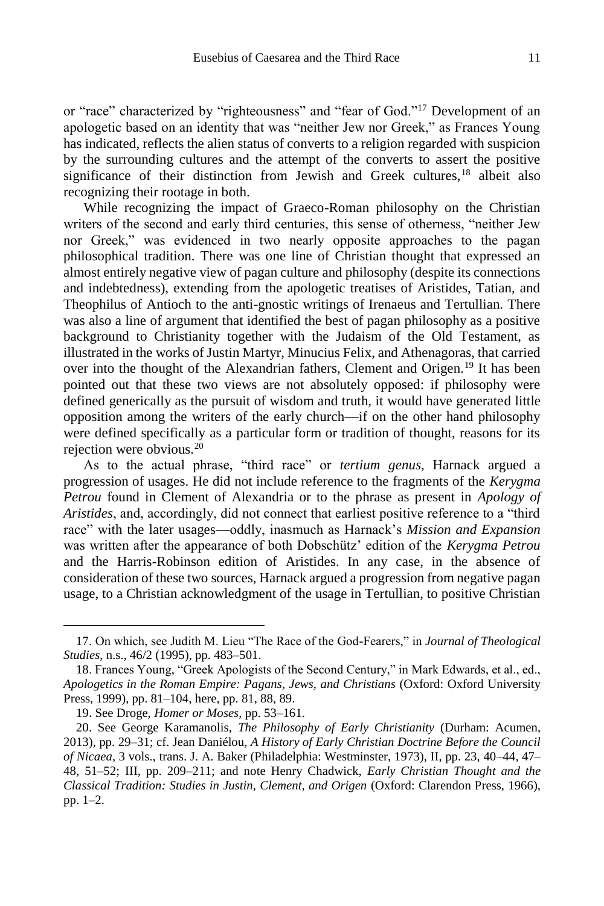or "race" characterized by "righteousness" and "fear of God."[17] Development of an apologetic based on an identity that was "neither Jew nor Greek," as Frances Young has indicated, reflects the alien status of converts to a religion regarded with suspicion by the surrounding cultures and the attempt of the converts to assert the positive significance of their distinction from Jewish and Greek cultures,[18] albeit also recognizing their rootage in both.

While recognizing the impact of Graeco-Roman philosophy on the Christian writers of the second and early third centuries, this sense of otherness, "neither Jew nor Greek," was evidenced in two nearly opposite approaches to the pagan philosophical tradition. There was one line of Christian thought that expressed an almost entirely negative view of pagan culture and philosophy (despite its connections and indebtedness), extending from the apologetic treatises of Aristides, Tatian, and Theophilus of Antioch to the anti-gnostic writings of Irenaeus and Tertullian. There was also a line of argument that identified the best of pagan philosophy as a positive background to Christianity together with the Judaism of the Old Testament, as illustrated in the works of Justin Martyr, Minucius Felix, and Athenagoras, that carried over into the thought of the Alexandrian fathers, Clement and Origen.[19] It has been pointed out that these two views are not absolutely opposed: if philosophy were defined generically as the pursuit of wisdom and truth, it would have generated little opposition among the writers of the early church—if on the other hand philosophy were defined specifically as a particular form or tradition of thought, reasons for its rejection were obvious.[20]

As to the actual phrase, "third race" or *tertium genus*, Harnack argued a progression of usages. He did not include reference to the fragments of the *Kerygma Petrou* found in Clement of Alexandria or to the phrase as present in *Apology of Aristides*, and, accordingly, did not connect that earliest positive reference to a "third race" with the later usages—oddly, inasmuch as Harnack's *Mission and Expansion* was written after the appearance of both Dobschütz' edition of the *Kerygma Petrou* and the Harris-Robinson edition of Aristides. In any case, in the absence of consideration of these two sources, Harnack argued a progression from negative pagan usage, to a Christian acknowledgment of the usage in Tertullian, to positive Christian

---

17. On which, see Judith M. Lieu "The Race of the God-Fearers," in *Journal of Theological Studies*, n.s., 46/2 (1995), pp. 483–501.

18. Frances Young, "Greek Apologists of the Second Century," in Mark Edwards, et al., ed., *Apologetics in the Roman Empire: Pagans, Jews, and Christians* (Oxford: Oxford University Press, 1999), pp. 81–104, here, pp. 81, 88, 89.

19. See Droge, *Homer or Moses*, pp. 53–161.

20. See George Karamanolis, *The Philosophy of Early Christianity* (Durham: Acumen, 2013), pp. 29–31; cf. Jean Daniélou, *A History of Early Christian Doctrine Before the Council of Nicaea*, 3 vols., trans. J. A. Baker (Philadelphia: Westminster, 1973), II, pp. 23, 40–44, 47–48, 51–52; III, pp. 209–211; and note Henry Chadwick, *Early Christian Thought and the Classical Tradition: Studies in Justin, Clement, and Origen* (Oxford: Clarendon Press, 1966), pp. 1–2.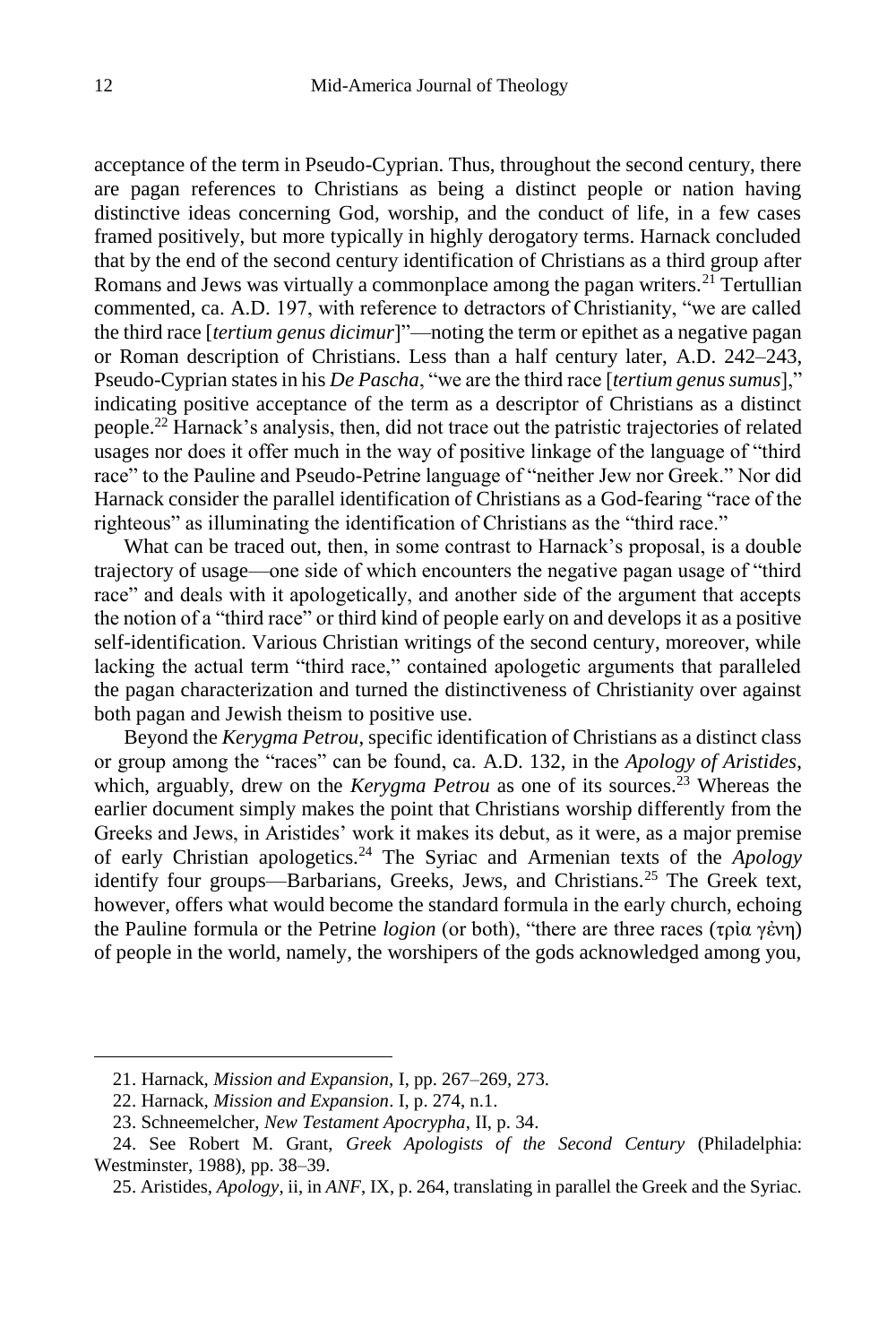acceptance of the term in Pseudo-Cyprian. Thus, throughout the second century, there are pagan references to Christians as being a distinct people or nation having distinctive ideas concerning God, worship, and the conduct of life, in a few cases framed positively, but more typically in highly derogatory terms. Harnack concluded that by the end of the second century identification of Christians as a third group after Romans and Jews was virtually a commonplace among the pagan writers.[21] Tertullian commented, ca. A.D. 197, with reference to detractors of Christianity, "we are called the third race [*tertium genus dicimur*]"—noting the term or epithet as a negative pagan or Roman description of Christians. Less than a half century later, A.D. 242–243, Pseudo-Cyprian states in his *De Pascha*, "we are the third race [*tertium genus sumus*]," indicating positive acceptance of the term as a descriptor of Christians as a distinct people.[22] Harnack's analysis, then, did not trace out the patristic trajectories of related usages nor does it offer much in the way of positive linkage of the language of "third race" to the Pauline and Pseudo-Petrine language of "neither Jew nor Greek." Nor did Harnack consider the parallel identification of Christians as a God-fearing "race of the righteous" as illuminating the identification of Christians as the "third race."

What can be traced out, then, in some contrast to Harnack's proposal, is a double trajectory of usage—one side of which encounters the negative pagan usage of "third race" and deals with it apologetically, and another side of the argument that accepts the notion of a "third race" or third kind of people early on and develops it as a positive self-identification. Various Christian writings of the second century, moreover, while lacking the actual term "third race," contained apologetic arguments that paralleled the pagan characterization and turned the distinctiveness of Christianity over against both pagan and Jewish theism to positive use.

Beyond the *Kerygma Petrou*, specific identification of Christians as a distinct class or group among the "races" can be found, ca. A.D. 132, in the *Apology of Aristides*, which, arguably, drew on the *Kerygma Petrou* as one of its sources.[23] Whereas the earlier document simply makes the point that Christians worship differently from the Greeks and Jews, in Aristides' work it makes its debut, as it were, as a major premise of early Christian apologetics.[24] The Syriac and Armenian texts of the *Apology* identify four groups—Barbarians, Greeks, Jews, and Christians.[25] The Greek text, however, offers what would become the standard formula in the early church, echoing the Pauline formula or the Petrine *logion* (or both), "there are three races (τρία γένη) of people in the world, namely, the worshipers of the gods acknowledged among you,

---

21. Harnack, *Mission and Expansion*, I, pp. 267–269, 273.

22. Harnack, *Mission and Expansion*. I, p. 274, n.1.

23. Schneemelcher, *New Testament Apocrypha*, II, p. 34.

24. See Robert M. Grant, *Greek Apologists of the Second Century* (Philadelphia: Westminster, 1988), pp. 38–39.

25. Aristides, *Apology*, ii, in *ANF*, IX, p. 264, translating in parallel the Greek and the Syriac.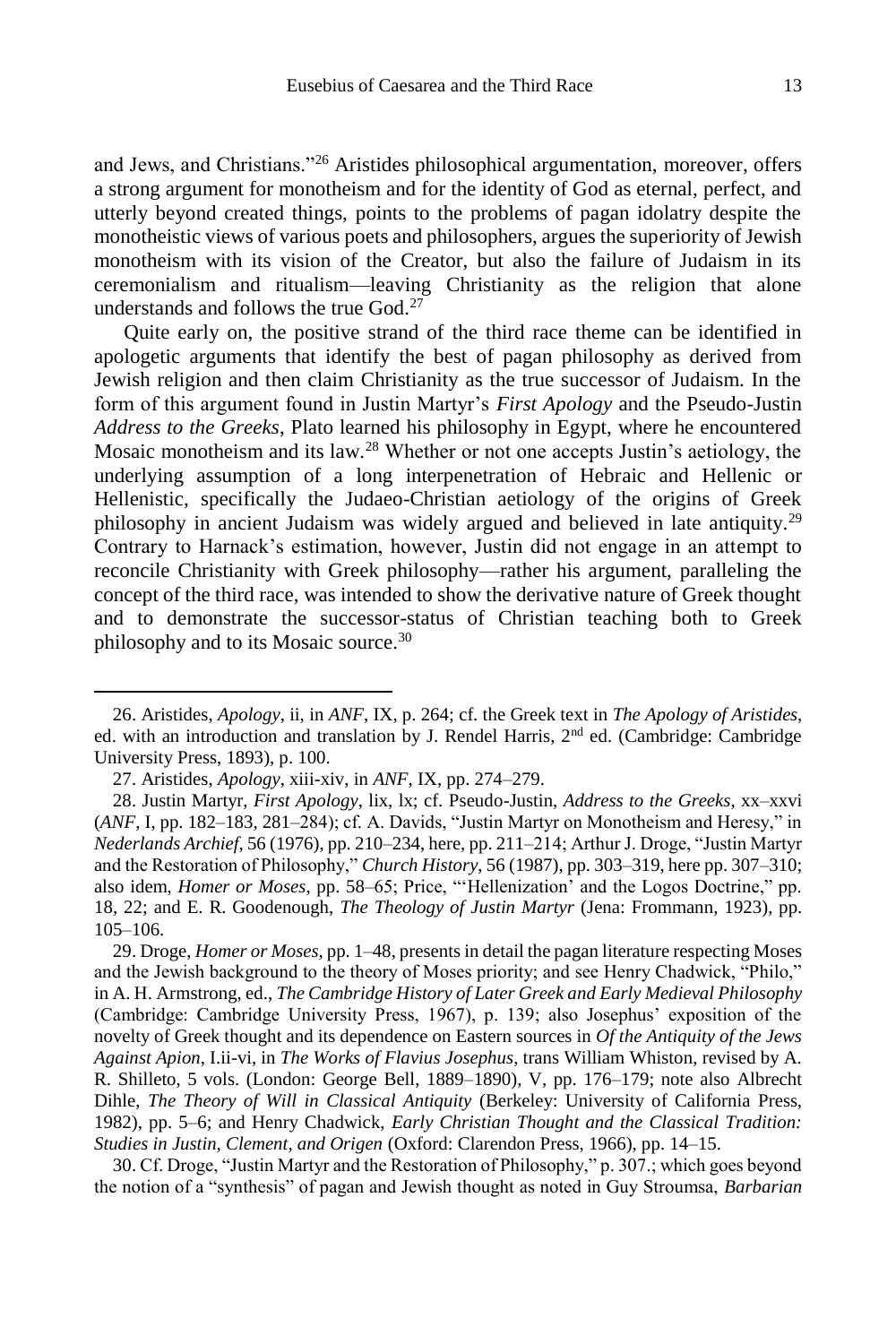and Jews, and Christians."[26] Aristides philosophical argumentation, moreover, offers a strong argument for monotheism and for the identity of God as eternal, perfect, and utterly beyond created things, points to the problems of pagan idolatry despite the monotheistic views of various poets and philosophers, argues the superiority of Jewish monotheism with its vision of the Creator, but also the failure of Judaism in its ceremonialism and ritualism—leaving Christianity as the religion that alone understands and follows the true God.[27]

Quite early on, the positive strand of the third race theme can be identified in apologetic arguments that identify the best of pagan philosophy as derived from Jewish religion and then claim Christianity as the true successor of Judaism. In the form of this argument found in Justin Martyr's *First Apology* and the Pseudo-Justin *Address to the Greeks*, Plato learned his philosophy in Egypt, where he encountered Mosaic monotheism and its law.[28] Whether or not one accepts Justin's aetiology, the underlying assumption of a long interpenetration of Hebraic and Hellenic or Hellenistic, specifically the Judaeo-Christian aetiology of the origins of Greek philosophy in ancient Judaism was widely argued and believed in late antiquity.[29] Contrary to Harnack's estimation, however, Justin did not engage in an attempt to reconcile Christianity with Greek philosophy—rather his argument, paralleling the concept of the third race, was intended to show the derivative nature of Greek thought and to demonstrate the successor-status of Christian teaching both to Greek philosophy and to its Mosaic source.[30]

---

26. Aristides, *Apology*, ii, in *ANF*, IX, p. 264; cf. the Greek text in *The Apology of Aristides*, ed. with an introduction and translation by J. Rendel Harris, 2nd ed. (Cambridge: Cambridge University Press, 1893), p. 100.

27. Aristides, *Apology*, xiii-xiv, in *ANF*, IX, pp. 274–279.

28. Justin Martyr, *First Apology*, lix, lx; cf. Pseudo-Justin, *Address to the Greeks*, xx–xxvi (*ANF*, I, pp. 182–183, 281–284); cf. A. Davids, "Justin Martyr on Monotheism and Heresy," in *Nederlands Archief*, 56 (1976), pp. 210–234, here, pp. 211–214; Arthur J. Droge, "Justin Martyr and the Restoration of Philosophy," *Church History*, 56 (1987), pp. 303–319, here pp. 307–310; also idem, *Homer or Moses*, pp. 58–65; Price, "'Hellenization' and the Logos Doctrine," pp. 18, 22; and E. R. Goodenough, *The Theology of Justin Martyr* (Jena: Frommann, 1923), pp. 105–106.

29. Droge, *Homer or Moses*, pp. 1–48, presents in detail the pagan literature respecting Moses and the Jewish background to the theory of Moses priority; and see Henry Chadwick, "Philo," in A. H. Armstrong, ed., *The Cambridge History of Later Greek and Early Medieval Philosophy* (Cambridge: Cambridge University Press, 1967), p. 139; also Josephus' exposition of the novelty of Greek thought and its dependence on Eastern sources in *Of the Antiquity of the Jews Against Apion*, I.ii-vi, in *The Works of Flavius Josephus*, trans William Whiston, revised by A. R. Shilleto, 5 vols. (London: George Bell, 1889–1890), V, pp. 176–179; note also Albrecht Dihle, *The Theory of Will in Classical Antiquity* (Berkeley: University of California Press, 1982), pp. 5–6; and Henry Chadwick, *Early Christian Thought and the Classical Tradition: Studies in Justin, Clement, and Origen* (Oxford: Clarendon Press, 1966), pp. 14–15.

30. Cf. Droge, "Justin Martyr and the Restoration of Philosophy," p. 307.; which goes beyond the notion of a "synthesis" of pagan and Jewish thought as noted in Guy Stroumsa, *Barbarian*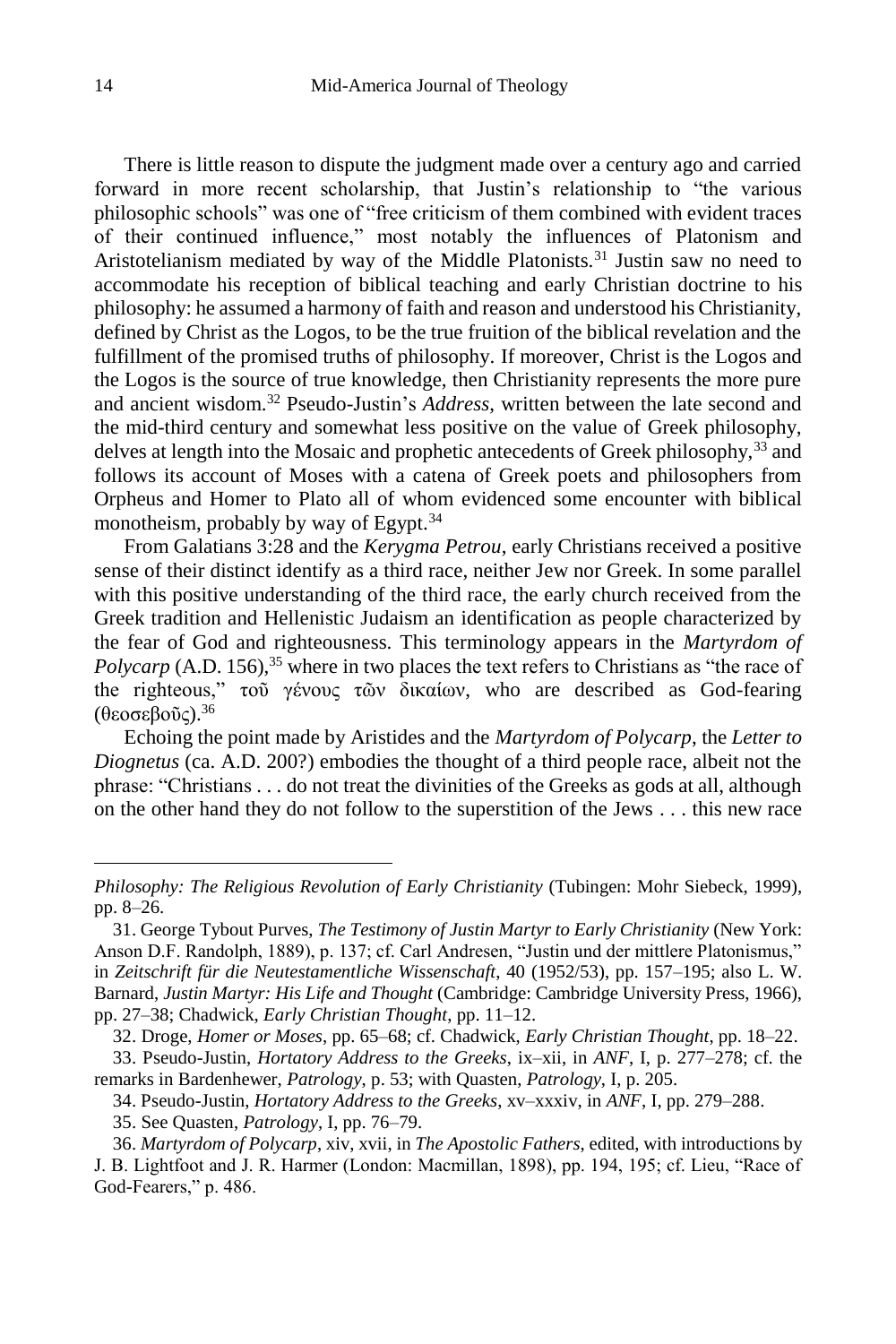There is little reason to dispute the judgment made over a century ago and carried forward in more recent scholarship, that Justin's relationship to "the various philosophic schools" was one of "free criticism of them combined with evident traces of their continued influence," most notably the influences of Platonism and Aristotelianism mediated by way of the Middle Platonists.[31] Justin saw no need to accommodate his reception of biblical teaching and early Christian doctrine to his philosophy: he assumed a harmony of faith and reason and understood his Christianity, defined by Christ as the Logos, to be the true fruition of the biblical revelation and the fulfillment of the promised truths of philosophy. If moreover, Christ is the Logos and the Logos is the source of true knowledge, then Christianity represents the more pure and ancient wisdom.[32] Pseudo-Justin's *Address*, written between the late second and the mid-third century and somewhat less positive on the value of Greek philosophy, delves at length into the Mosaic and prophetic antecedents of Greek philosophy,[33] and follows its account of Moses with a catena of Greek poets and philosophers from Orpheus and Homer to Plato all of whom evidenced some encounter with biblical monotheism, probably by way of Egypt.[34]

From Galatians 3:28 and the *Kerygma Petrou*, early Christians received a positive sense of their distinct identify as a third race, neither Jew nor Greek. In some parallel with this positive understanding of the third race, the early church received from the Greek tradition and Hellenistic Judaism an identification as people characterized by the fear of God and righteousness. This terminology appears in the *Martyrdom of Polycarp* (A.D. 156),[35] where in two places the text refers to Christians as "the race of the righteous," τοῦ γένους τῶν δικαίων, who are described as God-fearing (θεοσεβοῦς).[36]

Echoing the point made by Aristides and the *Martyrdom of Polycarp*, the *Letter to Diognetus* (ca. A.D. 200?) embodies the thought of a third people race, albeit not the phrase: "Christians . . . do not treat the divinities of the Greeks as gods at all, although on the other hand they do not follow to the superstition of the Jews . . . this new race

---

*Philosophy: The Religious Revolution of Early Christianity* (Tubingen: Mohr Siebeck, 1999), pp. 8–26.

31. George Tybout Purves, *The Testimony of Justin Martyr to Early Christianity* (New York: Anson D.F. Randolph, 1889), p. 137; cf. Carl Andresen, "Justin und der mittlere Platonismus," in *Zeitschrift für die Neutestamentliche Wissenschaft*, 40 (1952/53), pp. 157–195; also L. W. Barnard, *Justin Martyr: His Life and Thought* (Cambridge: Cambridge University Press, 1966), pp. 27–38; Chadwick, *Early Christian Thought*, pp. 11–12.

32. Droge, *Homer or Moses*, pp. 65–68; cf. Chadwick, *Early Christian Thought*, pp. 18–22.

33. Pseudo-Justin, *Hortatory Address to the Greeks*, ix–xii, in *ANF*, I, p. 277–278; cf. the remarks in Bardenhewer, *Patrology*, p. 53; with Quasten, *Patrology*, I, p. 205.

34. Pseudo-Justin, *Hortatory Address to the Greeks*, xv–xxxiv, in *ANF*, I, pp. 279–288.

35. See Quasten, *Patrology*, I, pp. 76–79.

36. *Martyrdom of Polycarp*, xiv, xvii, in *The Apostolic Fathers*, edited, with introductions by J. B. Lightfoot and J. R. Harmer (London: Macmillan, 1898), pp. 194, 195; cf. Lieu, "Race of God-Fearers," p. 486.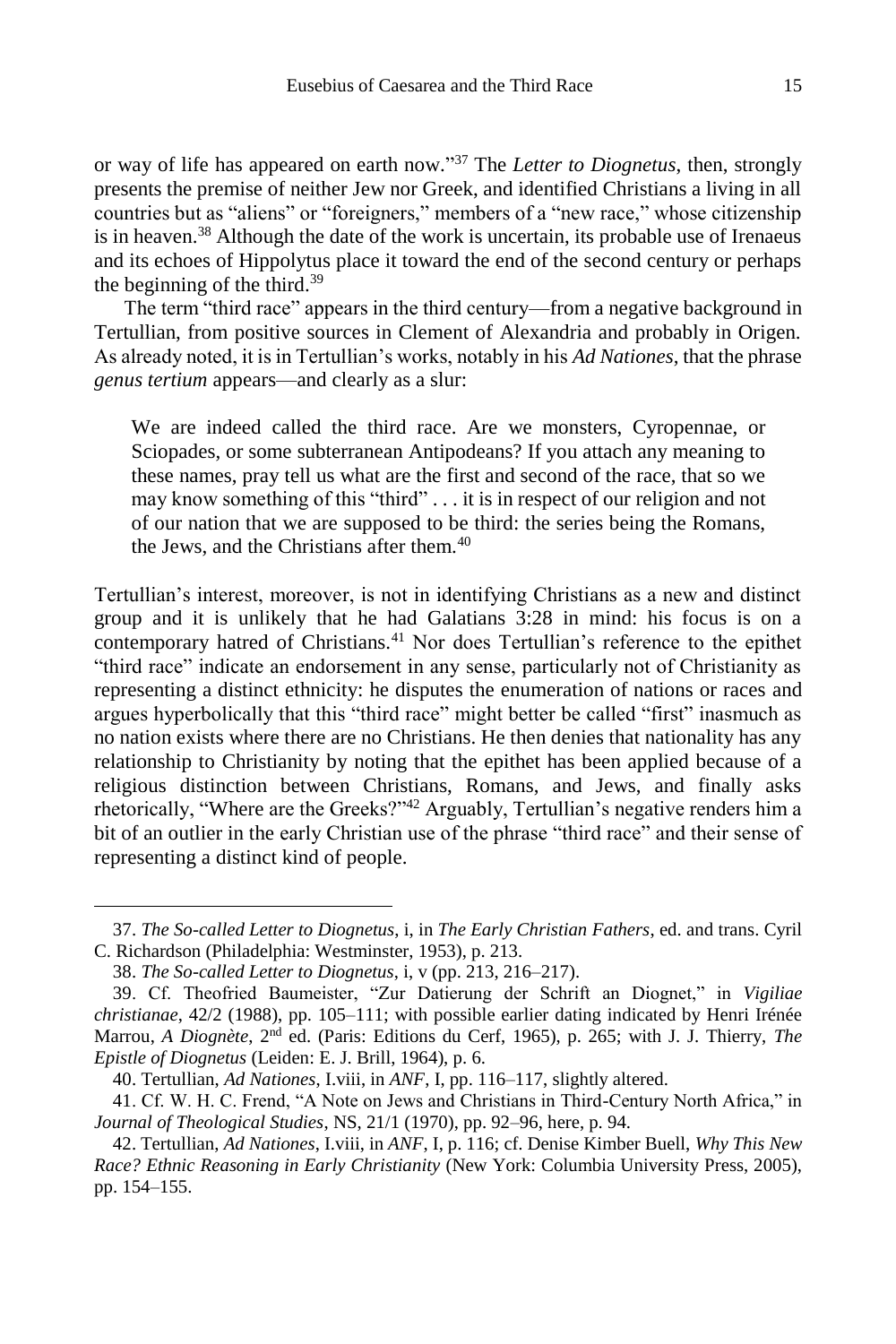or way of life has appeared on earth now."[37] The *Letter to Diognetus*, then, strongly presents the premise of neither Jew nor Greek, and identified Christians a living in all countries but as "aliens" or "foreigners," members of a "new race," whose citizenship is in heaven.[38] Although the date of the work is uncertain, its probable use of Irenaeus and its echoes of Hippolytus place it toward the end of the second century or perhaps the beginning of the third.[39]

The term "third race" appears in the third century—from a negative background in Tertullian, from positive sources in Clement of Alexandria and probably in Origen. As already noted, it is in Tertullian's works, notably in his *Ad Nationes*, that the phrase *genus tertium* appears—and clearly as a slur:

> We are indeed called the third race. Are we monsters, Cyropennae, or Sciopades, or some subterranean Antipodeans? If you attach any meaning to these names, pray tell us what are the first and second of the race, that so we may know something of this "third" . . . it is in respect of our religion and not of our nation that we are supposed to be third: the series being the Romans, the Jews, and the Christians after them.[40]

Tertullian's interest, moreover, is not in identifying Christians as a new and distinct group and it is unlikely that he had Galatians 3:28 in mind: his focus is on a contemporary hatred of Christians.[41] Nor does Tertullian's reference to the epithet "third race" indicate an endorsement in any sense, particularly not of Christianity as representing a distinct ethnicity: he disputes the enumeration of nations or races and argues hyperbolically that this "third race" might better be called "first" inasmuch as no nation exists where there are no Christians. He then denies that nationality has any relationship to Christianity by noting that the epithet has been applied because of a religious distinction between Christians, Romans, and Jews, and finally asks rhetorically, "Where are the Greeks?"[42] Arguably, Tertullian's negative renders him a bit of an outlier in the early Christian use of the phrase "third race" and their sense of representing a distinct kind of people.

---

37. *The So-called Letter to Diognetus*, i, in *The Early Christian Fathers*, ed. and trans. Cyril C. Richardson (Philadelphia: Westminster, 1953), p. 213.

38. *The So-called Letter to Diognetus*, i, v (pp. 213, 216–217).

39. Cf. Theofried Baumeister, "Zur Datierung der Schrift an Diognet," in *Vigiliae christianae*, 42/2 (1988), pp. 105–111; with possible earlier dating indicated by Henri Irénée Marrou, *A Diognète*, 2nd ed. (Paris: Editions du Cerf, 1965), p. 265; with J. J. Thierry, *The Epistle of Diognetus* (Leiden: E. J. Brill, 1964), p. 6.

40. Tertullian, *Ad Nationes*, I.viii, in *ANF*, I, pp. 116–117, slightly altered.

41. Cf. W. H. C. Frend, "A Note on Jews and Christians in Third-Century North Africa," in *Journal of Theological Studies*, NS, 21/1 (1970), pp. 92–96, here, p. 94.

42. Tertullian, *Ad Nationes*, I.viii, in *ANF*, I, p. 116; cf. Denise Kimber Buell, *Why This New Race? Ethnic Reasoning in Early Christianity* (New York: Columbia University Press, 2005), pp. 154–155.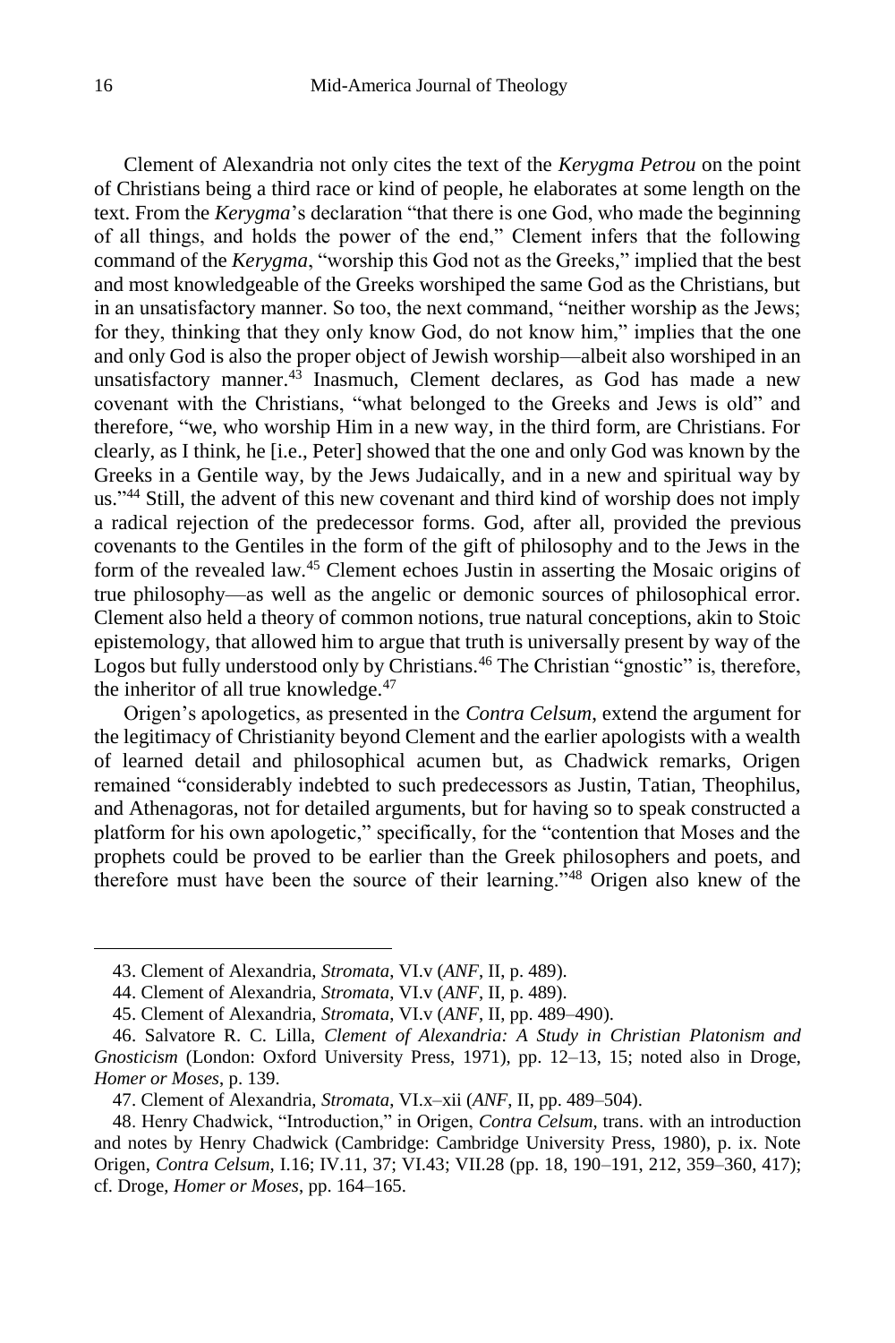Clement of Alexandria not only cites the text of the *Kerygma Petrou* on the point of Christians being a third race or kind of people, he elaborates at some length on the text. From the *Kerygma*'s declaration "that there is one God, who made the beginning of all things, and holds the power of the end," Clement infers that the following command of the *Kerygma*, "worship this God not as the Greeks," implied that the best and most knowledgeable of the Greeks worshiped the same God as the Christians, but in an unsatisfactory manner. So too, the next command, "neither worship as the Jews; for they, thinking that they only know God, do not know him," implies that the one and only God is also the proper object of Jewish worship—albeit also worshiped in an unsatisfactory manner.[43] Inasmuch, Clement declares, as God has made a new covenant with the Christians, "what belonged to the Greeks and Jews is old" and therefore, "we, who worship Him in a new way, in the third form, are Christians. For clearly, as I think, he [i.e., Peter] showed that the one and only God was known by the Greeks in a Gentile way, by the Jews Judaically, and in a new and spiritual way by us."[44] Still, the advent of this new covenant and third kind of worship does not imply a radical rejection of the predecessor forms. God, after all, provided the previous covenants to the Gentiles in the form of the gift of philosophy and to the Jews in the form of the revealed law.[45] Clement echoes Justin in asserting the Mosaic origins of true philosophy—as well as the angelic or demonic sources of philosophical error. Clement also held a theory of common notions, true natural conceptions, akin to Stoic epistemology, that allowed him to argue that truth is universally present by way of the Logos but fully understood only by Christians.[46] The Christian "gnostic" is, therefore, the inheritor of all true knowledge.[47]

Origen's apologetics, as presented in the *Contra Celsum*, extend the argument for the legitimacy of Christianity beyond Clement and the earlier apologists with a wealth of learned detail and philosophical acumen but, as Chadwick remarks, Origen remained "considerably indebted to such predecessors as Justin, Tatian, Theophilus, and Athenagoras, not for detailed arguments, but for having so to speak constructed a platform for his own apologetic," specifically, for the "contention that Moses and the prophets could be proved to be earlier than the Greek philosophers and poets, and therefore must have been the source of their learning."[48] Origen also knew of the

---

43. Clement of Alexandria, *Stromata*, VI.v (*ANF*, II, p. 489).

44. Clement of Alexandria, *Stromata*, VI.v (*ANF*, II, p. 489).

45. Clement of Alexandria, *Stromata*, VI.v (*ANF*, II, pp. 489–490).

46. Salvatore R. C. Lilla, *Clement of Alexandria: A Study in Christian Platonism and Gnosticism* (London: Oxford University Press, 1971), pp. 12–13, 15; noted also in Droge, *Homer or Moses*, p. 139.

47. Clement of Alexandria, *Stromata*, VI.x–xii (*ANF*, II, pp. 489–504).

48. Henry Chadwick, "Introduction," in Origen, *Contra Celsum*, trans. with an introduction and notes by Henry Chadwick (Cambridge: Cambridge University Press, 1980), p. ix. Note Origen, *Contra Celsum*, I.16; IV.11, 37; VI.43; VII.28 (pp. 18, 190–191, 212, 359–360, 417); cf. Droge, *Homer or Moses*, pp. 164–165.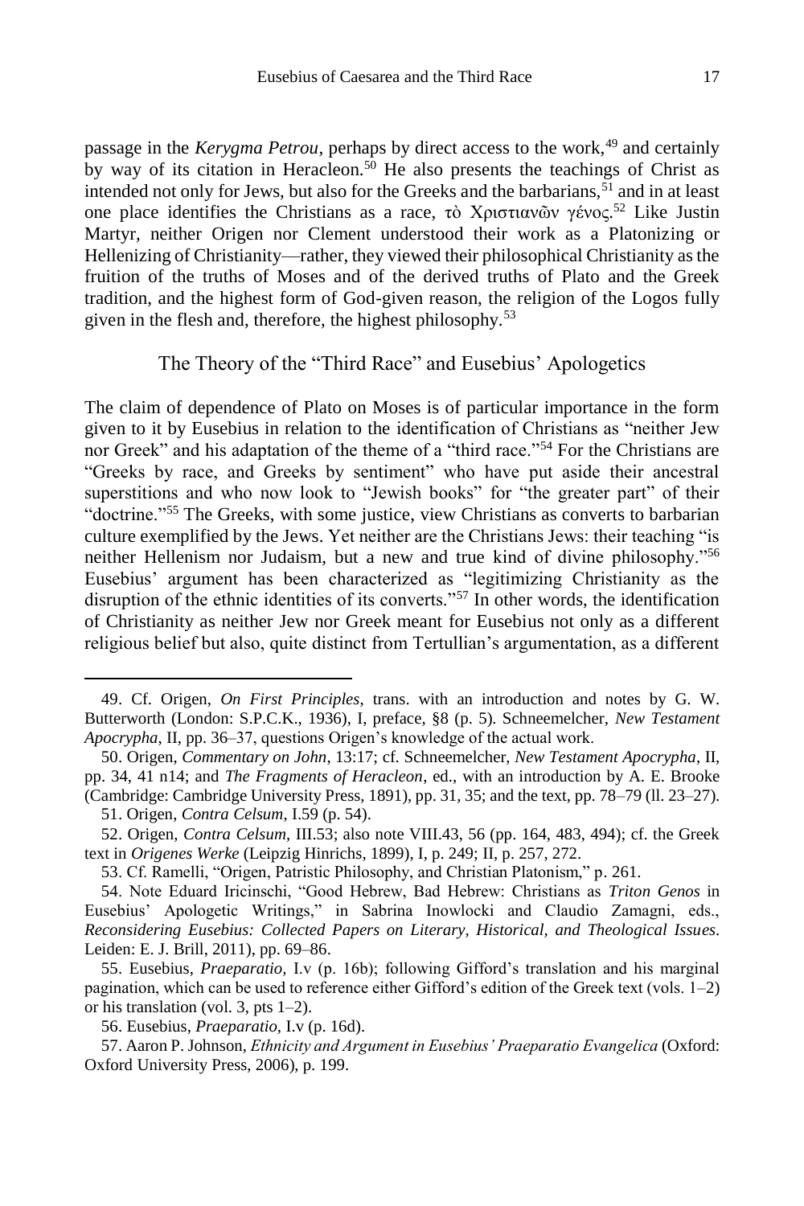passage in the *Kerygma Petrou*, perhaps by direct access to the work,[49] and certainly by way of its citation in Heracleon.[50] He also presents the teachings of Christ as intended not only for Jews, but also for the Greeks and the barbarians,[51] and in at least one place identifies the Christians as a race, τὸ Χριστιανῶν γένος.[52] Like Justin Martyr, neither Origen nor Clement understood their work as a Platonizing or Hellenizing of Christianity—rather, they viewed their philosophical Christianity as the fruition of the truths of Moses and of the derived truths of Plato and the Greek tradition, and the highest form of God-given reason, the religion of the Logos fully given in the flesh and, therefore, the highest philosophy.[53]

## The Theory of the "Third Race" and Eusebius' Apologetics

The claim of dependence of Plato on Moses is of particular importance in the form given to it by Eusebius in relation to the identification of Christians as "neither Jew nor Greek" and his adaptation of the theme of a "third race."[54] For the Christians are "Greeks by race, and Greeks by sentiment" who have put aside their ancestral superstitions and who now look to "Jewish books" for "the greater part" of their "doctrine."[55] The Greeks, with some justice, view Christians as converts to barbarian culture exemplified by the Jews. Yet neither are the Christians Jews: their teaching "is neither Hellenism nor Judaism, but a new and true kind of divine philosophy."[56] Eusebius' argument has been characterized as "legitimizing Christianity as the disruption of the ethnic identities of its converts."[57] In other words, the identification of Christianity as neither Jew nor Greek meant for Eusebius not only as a different religious belief but also, quite distinct from Tertullian's argumentation, as a different

---

49. Cf. Origen, *On First Principles*, trans. with an introduction and notes by G. W. Butterworth (London: S.P.C.K., 1936), I, preface, §8 (p. 5). Schneemelcher, *New Testament Apocrypha*, II, pp. 36–37, questions Origen's knowledge of the actual work.

50. Origen, *Commentary on John*, 13:17; cf. Schneemelcher, *New Testament Apocrypha*, II, pp. 34, 41 n14; and *The Fragments of Heracleon*, ed., with an introduction by A. E. Brooke (Cambridge: Cambridge University Press, 1891), pp. 31, 35; and the text, pp. 78–79 (ll. 23–27).

51. Origen, *Contra Celsum*, I.59 (p. 54).

52. Origen, *Contra Celsum*, III.53; also note VIII.43, 56 (pp. 164, 483, 494); cf. the Greek text in *Origenes Werke* (Leipzig Hinrichs, 1899), I, p. 249; II, p. 257, 272.

53. Cf. Ramelli, "Origen, Patristic Philosophy, and Christian Platonism," p. 261.

54. Note Eduard Iricinschi, "Good Hebrew, Bad Hebrew: Christians as *Triton Genos* in Eusebius' Apologetic Writings," in Sabrina Inowlocki and Claudio Zamagni, eds., *Reconsidering Eusebius: Collected Papers on Literary, Historical, and Theological Issues*. Leiden: E. J. Brill, 2011), pp. 69–86.

55. Eusebius, *Praeparatio,* I.v (p. 16b); following Gifford's translation and his marginal pagination, which can be used to reference either Gifford's edition of the Greek text (vols. 1–2) or his translation (vol. 3, pts 1–2).

56. Eusebius, *Praeparatio*, I.v (p. 16d).

57. Aaron P. Johnson, *Ethnicity and Argument in Eusebius' Praeparatio Evangelica* (Oxford: Oxford University Press, 2006), p. 199.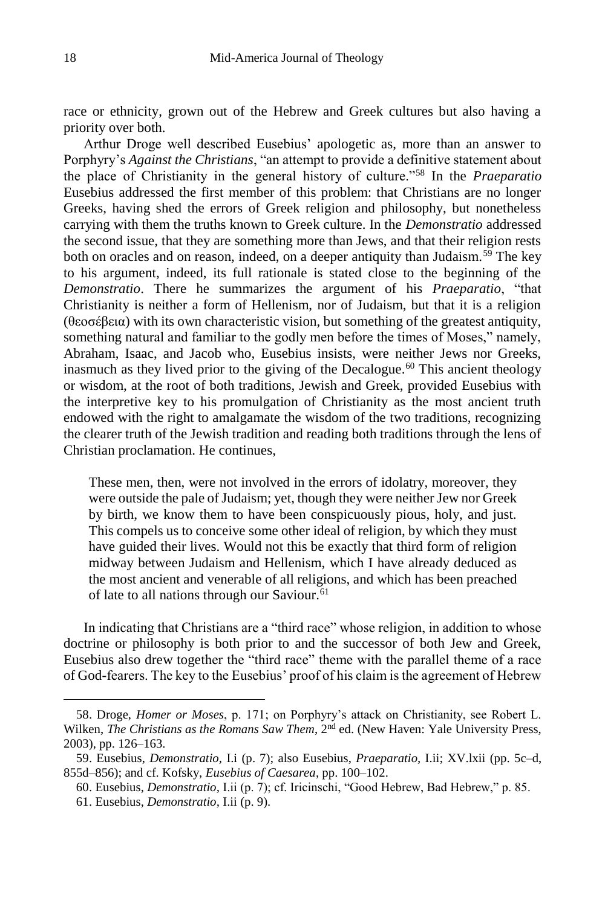race or ethnicity, grown out of the Hebrew and Greek cultures but also having a priority over both.

Arthur Droge well described Eusebius' apologetic as, more than an answer to Porphyry's *Against the Christians*, "an attempt to provide a definitive statement about the place of Christianity in the general history of culture."[58] In the *Praeparatio* Eusebius addressed the first member of this problem: that Christians are no longer Greeks, having shed the errors of Greek religion and philosophy, but nonetheless carrying with them the truths known to Greek culture. In the *Demonstratio* addressed the second issue, that they are something more than Jews, and that their religion rests both on oracles and on reason, indeed, on a deeper antiquity than Judaism.[59] The key to his argument, indeed, its full rationale is stated close to the beginning of the *Demonstratio*. There he summarizes the argument of his *Praeparatio*, "that Christianity is neither a form of Hellenism, nor of Judaism, but that it is a religion (θεοσέβεια) with its own characteristic vision, but something of the greatest antiquity, something natural and familiar to the godly men before the times of Moses," namely, Abraham, Isaac, and Jacob who, Eusebius insists, were neither Jews nor Greeks, inasmuch as they lived prior to the giving of the Decalogue.[60] This ancient theology or wisdom, at the root of both traditions, Jewish and Greek, provided Eusebius with the interpretive key to his promulgation of Christianity as the most ancient truth endowed with the right to amalgamate the wisdom of the two traditions, recognizing the clearer truth of the Jewish tradition and reading both traditions through the lens of Christian proclamation. He continues,

> These men, then, were not involved in the errors of idolatry, moreover, they were outside the pale of Judaism; yet, though they were neither Jew nor Greek by birth, we know them to have been conspicuously pious, holy, and just. This compels us to conceive some other ideal of religion, by which they must have guided their lives. Would not this be exactly that third form of religion midway between Judaism and Hellenism, which I have already deduced as the most ancient and venerable of all religions, and which has been preached of late to all nations through our Saviour.[61]

In indicating that Christians are a "third race" whose religion, in addition to whose doctrine or philosophy is both prior to and the successor of both Jew and Greek, Eusebius also drew together the "third race" theme with the parallel theme of a race of God-fearers. The key to the Eusebius' proof of his claim is the agreement of Hebrew

---

58. Droge, *Homer or Moses*, p. 171; on Porphyry's attack on Christianity, see Robert L. Wilken, *The Christians as the Romans Saw Them*, 2nd ed. (New Haven: Yale University Press, 2003), pp. 126–163.

59. Eusebius, *Demonstratio*, I.i (p. 7); also Eusebius, *Praeparatio*, I.ii; XV.lxii (pp. 5c–d, 855d–856); and cf. Kofsky, *Eusebius of Caesarea*, pp. 100–102.

60. Eusebius, *Demonstratio*, I.ii (p. 7); cf. Iricinschi, "Good Hebrew, Bad Hebrew," p. 85.

61. Eusebius, *Demonstratio*, I.ii (p. 9).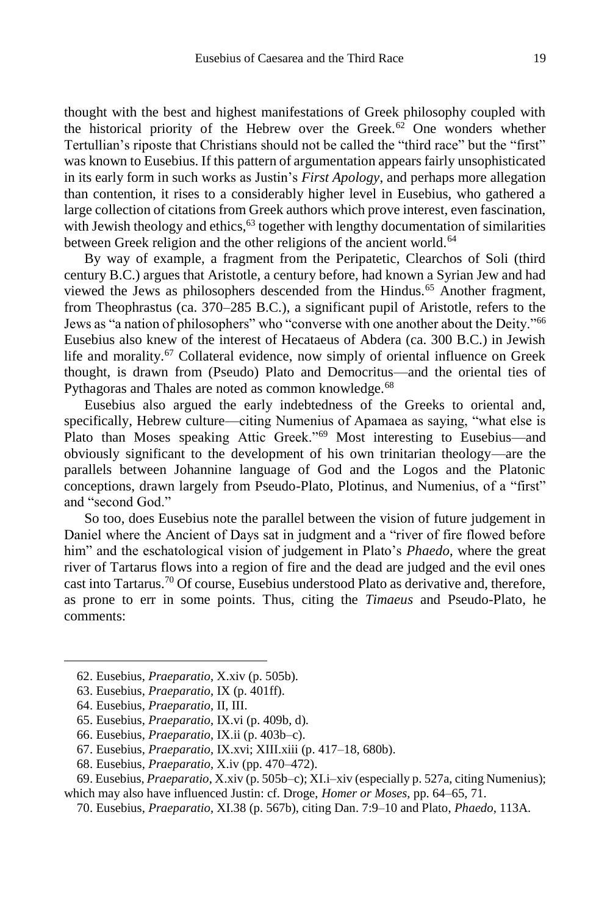thought with the best and highest manifestations of Greek philosophy coupled with the historical priority of the Hebrew over the Greek.[62] One wonders whether Tertullian's riposte that Christians should not be called the "third race" but the "first" was known to Eusebius. If this pattern of argumentation appears fairly unsophisticated in its early form in such works as Justin's *First Apology*, and perhaps more allegation than contention, it rises to a considerably higher level in Eusebius, who gathered a large collection of citations from Greek authors which prove interest, even fascination, with Jewish theology and ethics,[63] together with lengthy documentation of similarities between Greek religion and the other religions of the ancient world.[64]

By way of example, a fragment from the Peripatetic, Clearchos of Soli (third century B.C.) argues that Aristotle, a century before, had known a Syrian Jew and had viewed the Jews as philosophers descended from the Hindus.[65] Another fragment, from Theophrastus (ca. 370–285 B.C.), a significant pupil of Aristotle, refers to the Jews as "a nation of philosophers" who "converse with one another about the Deity."[66] Eusebius also knew of the interest of Hecataeus of Abdera (ca. 300 B.C.) in Jewish life and morality.[67] Collateral evidence, now simply of oriental influence on Greek thought, is drawn from (Pseudo) Plato and Democritus—and the oriental ties of Pythagoras and Thales are noted as common knowledge.[68]

Eusebius also argued the early indebtedness of the Greeks to oriental and, specifically, Hebrew culture—citing Numenius of Apamaea as saying, "what else is Plato than Moses speaking Attic Greek."[69] Most interesting to Eusebius—and obviously significant to the development of his own trinitarian theology—are the parallels between Johannine language of God and the Logos and the Platonic conceptions, drawn largely from Pseudo-Plato, Plotinus, and Numenius, of a "first" and "second God."

So too, does Eusebius note the parallel between the vision of future judgement in Daniel where the Ancient of Days sat in judgment and a "river of fire flowed before him" and the eschatological vision of judgement in Plato's *Phaedo*, where the great river of Tartarus flows into a region of fire and the dead are judged and the evil ones cast into Tartarus.[70] Of course, Eusebius understood Plato as derivative and, therefore, as prone to err in some points. Thus, citing the *Timaeus* and Pseudo-Plato, he comments:

---

62. Eusebius, *Praeparatio*, X.xiv (p. 505b).

63. Eusebius, *Praeparatio*, IX (p. 401ff).

64. Eusebius, *Praeparatio*, II, III.

65. Eusebius, *Praeparatio*, IX.vi (p. 409b, d).

66. Eusebius, *Praeparatio*, IX.ii (p. 403b–c).

67. Eusebius, *Praeparatio*, IX.xvi; XIII.xiii (p. 417–18, 680b).

68. Eusebius, *Praeparatio*, X.iv (pp. 470–472).

69. Eusebius, *Praeparatio*, X.xiv (p. 505b–c); XI.i–xiv (especially p. 527a, citing Numenius); which may also have influenced Justin: cf. Droge, *Homer or Moses*, pp. 64–65, 71.

70. Eusebius, *Praeparatio*, XI.38 (p. 567b), citing Dan. 7:9–10 and Plato, *Phaedo*, 113A.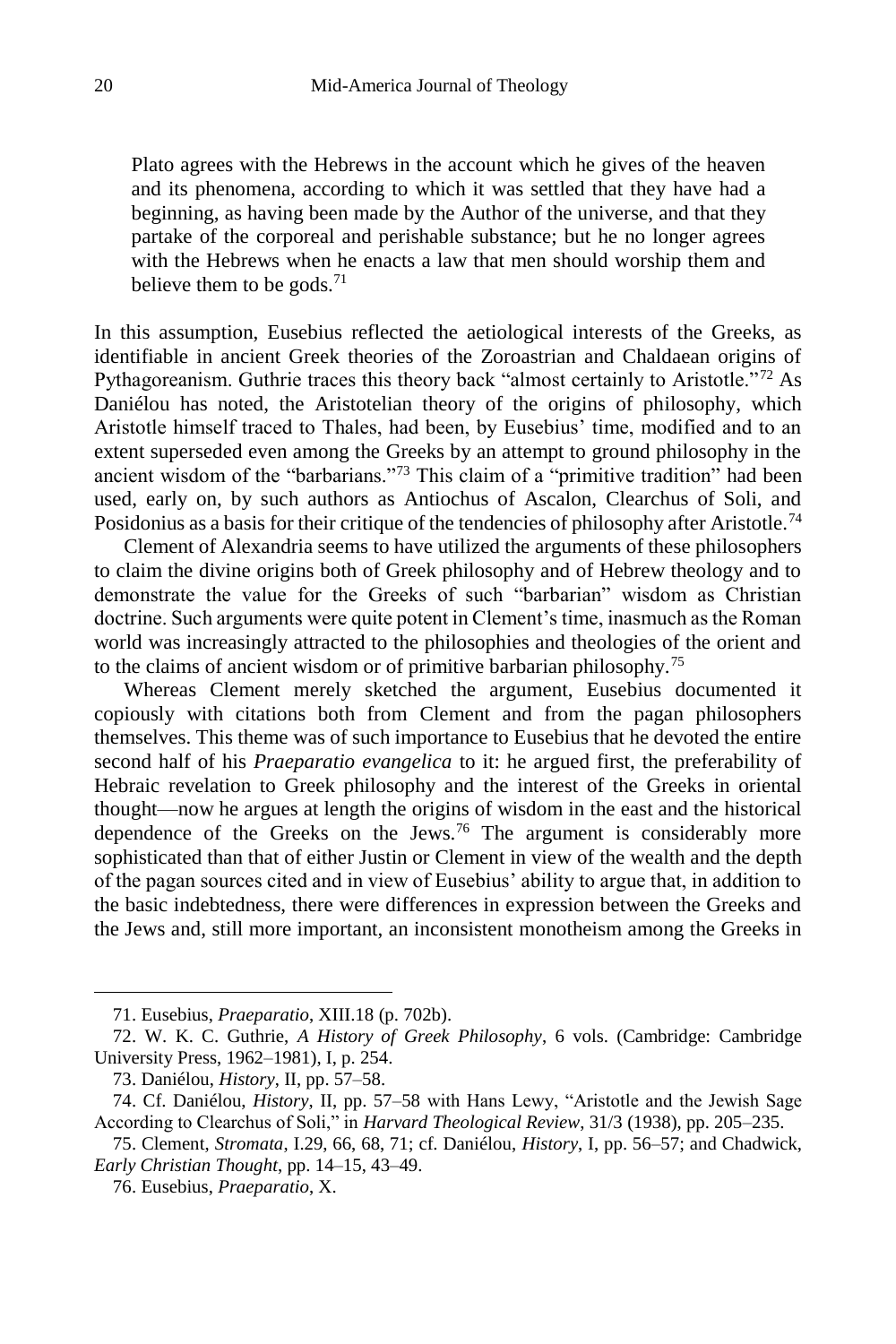> Plato agrees with the Hebrews in the account which he gives of the heaven and its phenomena, according to which it was settled that they have had a beginning, as having been made by the Author of the universe, and that they partake of the corporeal and perishable substance; but he no longer agrees with the Hebrews when he enacts a law that men should worship them and believe them to be gods.[71]

In this assumption, Eusebius reflected the aetiological interests of the Greeks, as identifiable in ancient Greek theories of the Zoroastrian and Chaldaean origins of Pythagoreanism. Guthrie traces this theory back "almost certainly to Aristotle."[72] As Daniélou has noted, the Aristotelian theory of the origins of philosophy, which Aristotle himself traced to Thales, had been, by Eusebius' time, modified and to an extent superseded even among the Greeks by an attempt to ground philosophy in the ancient wisdom of the "barbarians."[73] This claim of a "primitive tradition" had been used, early on, by such authors as Antiochus of Ascalon, Clearchus of Soli, and Posidonius as a basis for their critique of the tendencies of philosophy after Aristotle.[74]

Clement of Alexandria seems to have utilized the arguments of these philosophers to claim the divine origins both of Greek philosophy and of Hebrew theology and to demonstrate the value for the Greeks of such "barbarian" wisdom as Christian doctrine. Such arguments were quite potent in Clement's time, inasmuch as the Roman world was increasingly attracted to the philosophies and theologies of the orient and to the claims of ancient wisdom or of primitive barbarian philosophy.[75]

Whereas Clement merely sketched the argument, Eusebius documented it copiously with citations both from Clement and from the pagan philosophers themselves. This theme was of such importance to Eusebius that he devoted the entire second half of his *Praeparatio evangelica* to it: he argued first, the preferability of Hebraic revelation to Greek philosophy and the interest of the Greeks in oriental thought—now he argues at length the origins of wisdom in the east and the historical dependence of the Greeks on the Jews.[76] The argument is considerably more sophisticated than that of either Justin or Clement in view of the wealth and the depth of the pagan sources cited and in view of Eusebius' ability to argue that, in addition to the basic indebtedness, there were differences in expression between the Greeks and the Jews and, still more important, an inconsistent monotheism among the Greeks in

---

71. Eusebius, *Praeparatio*, XIII.18 (p. 702b).

72. W. K. C. Guthrie, *A History of Greek Philosophy*, 6 vols. (Cambridge: Cambridge University Press, 1962–1981), I, p. 254.

73. Daniélou, *History*, II, pp. 57–58.

74. Cf. Daniélou, *History*, II, pp. 57–58 with Hans Lewy, "Aristotle and the Jewish Sage According to Clearchus of Soli," in *Harvard Theological Review*, 31/3 (1938), pp. 205–235.

75. Clement, *Stromata*, I.29, 66, 68, 71; cf. Daniélou, *History*, I, pp. 56–57; and Chadwick, *Early Christian Thought*, pp. 14–15, 43–49.

76. Eusebius, *Praeparatio*, X.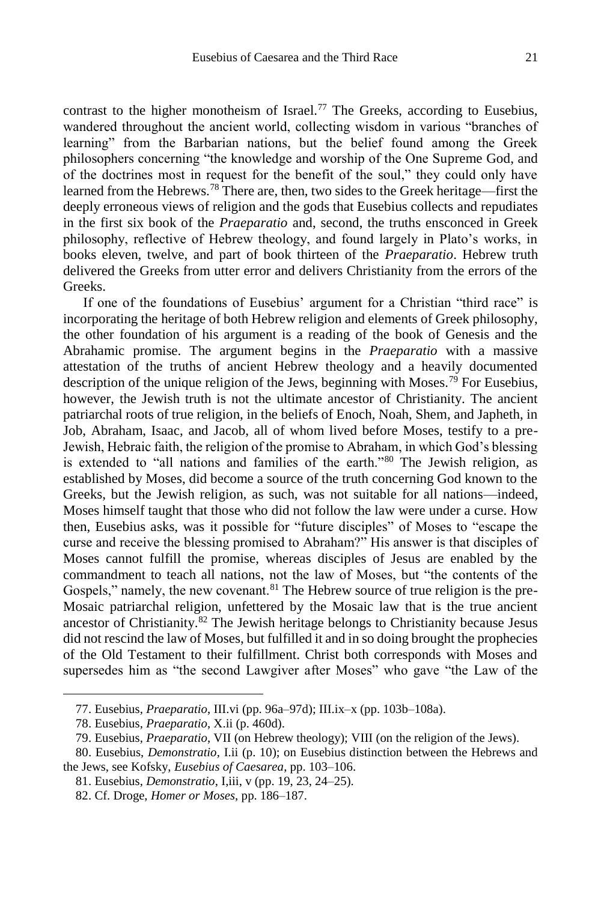contrast to the higher monotheism of Israel.[77] The Greeks, according to Eusebius, wandered throughout the ancient world, collecting wisdom in various "branches of learning" from the Barbarian nations, but the belief found among the Greek philosophers concerning "the knowledge and worship of the One Supreme God, and of the doctrines most in request for the benefit of the soul," they could only have learned from the Hebrews.[78] There are, then, two sides to the Greek heritage—first the deeply erroneous views of religion and the gods that Eusebius collects and repudiates in the first six book of the *Praeparatio* and, second, the truths ensconced in Greek philosophy, reflective of Hebrew theology, and found largely in Plato's works, in books eleven, twelve, and part of book thirteen of the *Praeparatio*. Hebrew truth delivered the Greeks from utter error and delivers Christianity from the errors of the Greeks.

If one of the foundations of Eusebius' argument for a Christian "third race" is incorporating the heritage of both Hebrew religion and elements of Greek philosophy, the other foundation of his argument is a reading of the book of Genesis and the Abrahamic promise. The argument begins in the *Praeparatio* with a massive attestation of the truths of ancient Hebrew theology and a heavily documented description of the unique religion of the Jews, beginning with Moses.[79] For Eusebius, however, the Jewish truth is not the ultimate ancestor of Christianity. The ancient patriarchal roots of true religion, in the beliefs of Enoch, Noah, Shem, and Japheth, in Job, Abraham, Isaac, and Jacob, all of whom lived before Moses, testify to a pre-Jewish, Hebraic faith, the religion of the promise to Abraham, in which God's blessing is extended to "all nations and families of the earth."[80] The Jewish religion, as established by Moses, did become a source of the truth concerning God known to the Greeks, but the Jewish religion, as such, was not suitable for all nations—indeed, Moses himself taught that those who did not follow the law were under a curse. How then, Eusebius asks, was it possible for "future disciples" of Moses to "escape the curse and receive the blessing promised to Abraham?" His answer is that disciples of Moses cannot fulfill the promise, whereas disciples of Jesus are enabled by the commandment to teach all nations, not the law of Moses, but "the contents of the Gospels," namely, the new covenant.[81] The Hebrew source of true religion is the pre-Mosaic patriarchal religion, unfettered by the Mosaic law that is the true ancient ancestor of Christianity.[82] The Jewish heritage belongs to Christianity because Jesus did not rescind the law of Moses, but fulfilled it and in so doing brought the prophecies of the Old Testament to their fulfillment. Christ both corresponds with Moses and supersedes him as "the second Lawgiver after Moses" who gave "the Law of the

---

77. Eusebius, *Praeparatio*, III.vi (pp. 96a–97d); III.ix–x (pp. 103b–108a).

78. Eusebius, *Praeparatio*, X.ii (p. 460d).

79. Eusebius, *Praeparatio*, VII (on Hebrew theology); VIII (on the religion of the Jews).

80. Eusebius, *Demonstratio*, I.ii (p. 10); on Eusebius distinction between the Hebrews and the Jews, see Kofsky, *Eusebius of Caesarea*, pp. 103–106.

81. Eusebius, *Demonstratio*, I,iii, v (pp. 19, 23, 24–25).

82. Cf. Droge, *Homer or Moses*, pp. 186–187.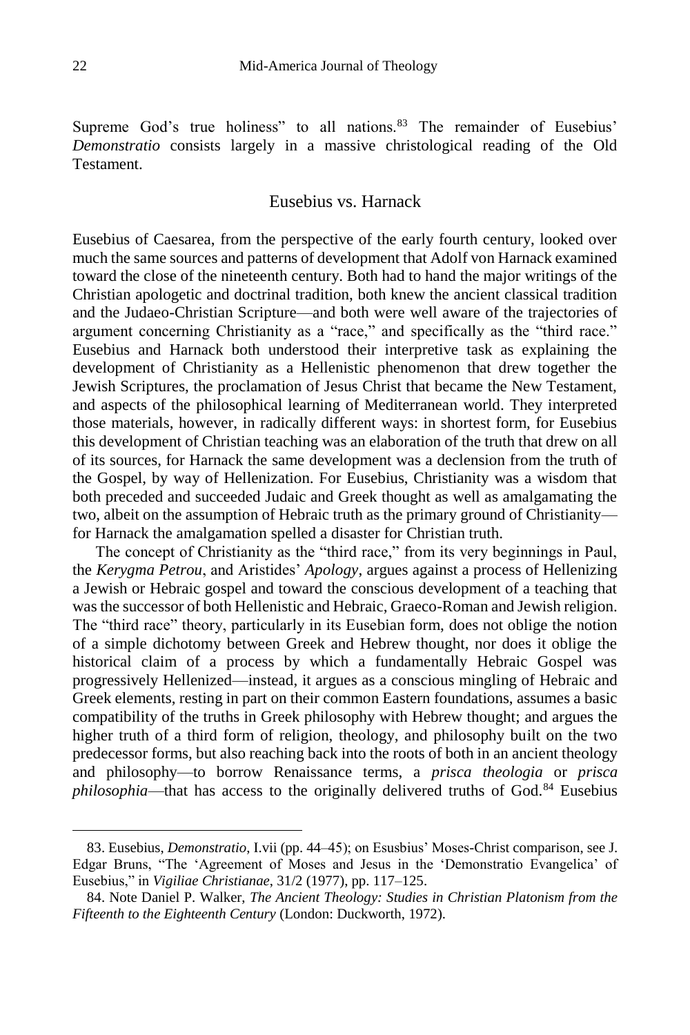Supreme God's true holiness" to all nations.[83] The remainder of Eusebius' *Demonstratio* consists largely in a massive christological reading of the Old Testament.

## Eusebius vs. Harnack

Eusebius of Caesarea, from the perspective of the early fourth century, looked over much the same sources and patterns of development that Adolf von Harnack examined toward the close of the nineteenth century. Both had to hand the major writings of the Christian apologetic and doctrinal tradition, both knew the ancient classical tradition and the Judaeo-Christian Scripture—and both were well aware of the trajectories of argument concerning Christianity as a "race," and specifically as the "third race." Eusebius and Harnack both understood their interpretive task as explaining the development of Christianity as a Hellenistic phenomenon that drew together the Jewish Scriptures, the proclamation of Jesus Christ that became the New Testament, and aspects of the philosophical learning of Mediterranean world. They interpreted those materials, however, in radically different ways: in shortest form, for Eusebius this development of Christian teaching was an elaboration of the truth that drew on all of its sources, for Harnack the same development was a declension from the truth of the Gospel, by way of Hellenization. For Eusebius, Christianity was a wisdom that both preceded and succeeded Judaic and Greek thought as well as amalgamating the two, albeit on the assumption of Hebraic truth as the primary ground of Christianity—for Harnack the amalgamation spelled a disaster for Christian truth.

The concept of Christianity as the "third race," from its very beginnings in Paul, the *Kerygma Petrou*, and Aristides' *Apology*, argues against a process of Hellenizing a Jewish or Hebraic gospel and toward the conscious development of a teaching that was the successor of both Hellenistic and Hebraic, Graeco-Roman and Jewish religion. The "third race" theory, particularly in its Eusebian form, does not oblige the notion of a simple dichotomy between Greek and Hebrew thought, nor does it oblige the historical claim of a process by which a fundamentally Hebraic Gospel was progressively Hellenized—instead, it argues as a conscious mingling of Hebraic and Greek elements, resting in part on their common Eastern foundations, assumes a basic compatibility of the truths in Greek philosophy with Hebrew thought; and argues the higher truth of a third form of religion, theology, and philosophy built on the two predecessor forms, but also reaching back into the roots of both in an ancient theology and philosophy—to borrow Renaissance terms, a *prisca theologia* or *prisca philosophia*—that has access to the originally delivered truths of God.[84] Eusebius

---

83. Eusebius, *Demonstratio,* I.vii (pp. 44–45); on Esusbius' Moses-Christ comparison, see J. Edgar Bruns, "The 'Agreement of Moses and Jesus in the 'Demonstratio Evangelica' of Eusebius," in *Vigiliae Christianae*, 31/2 (1977), pp. 117–125.

84. Note Daniel P. Walker, *The Ancient Theology: Studies in Christian Platonism from the Fifteenth to the Eighteenth Century* (London: Duckworth, 1972).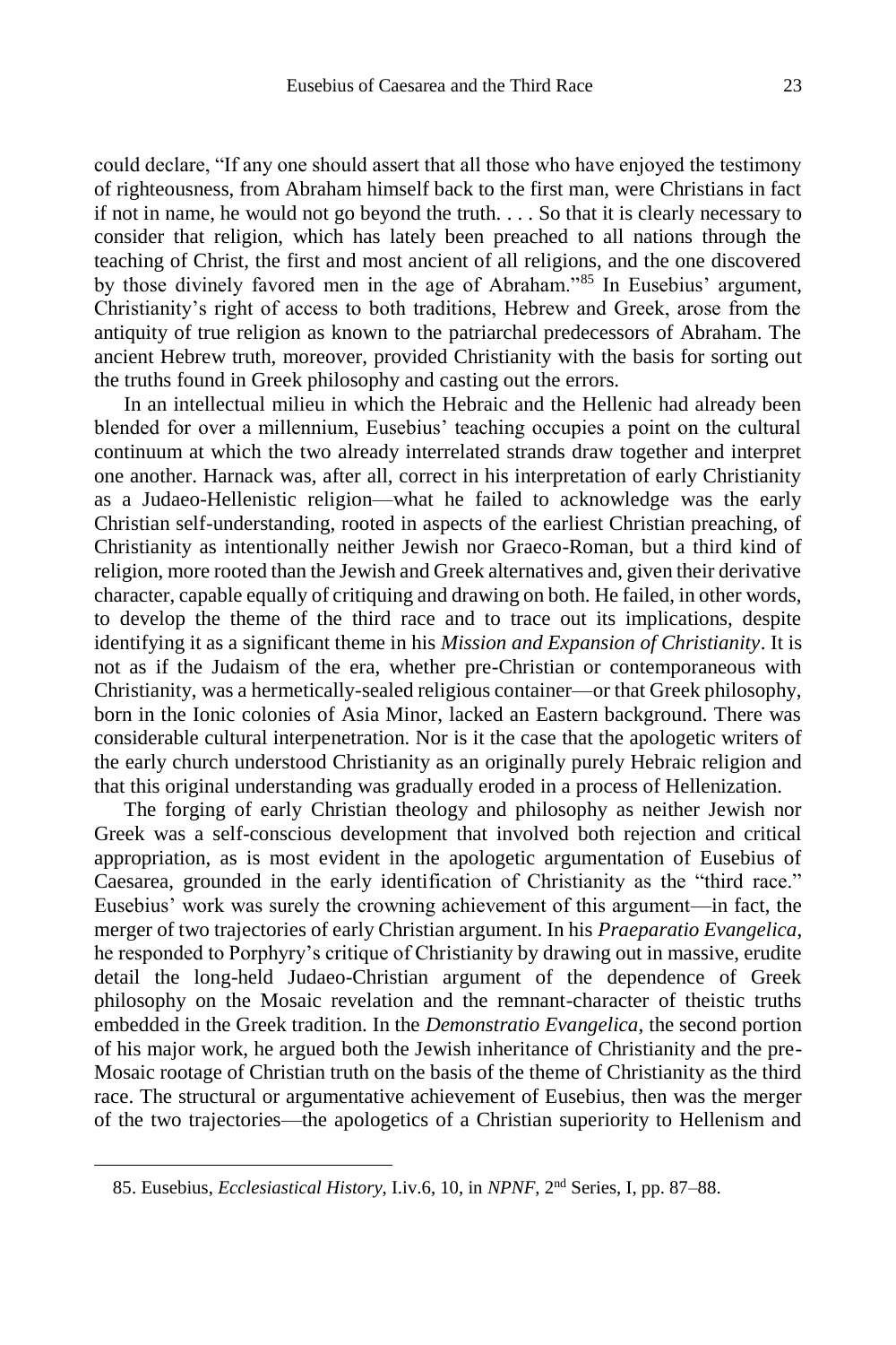could declare, "If any one should assert that all those who have enjoyed the testimony of righteousness, from Abraham himself back to the first man, were Christians in fact if not in name, he would not go beyond the truth. . . . So that it is clearly necessary to consider that religion, which has lately been preached to all nations through the teaching of Christ, the first and most ancient of all religions, and the one discovered by those divinely favored men in the age of Abraham."[85] In Eusebius' argument, Christianity's right of access to both traditions, Hebrew and Greek, arose from the antiquity of true religion as known to the patriarchal predecessors of Abraham. The ancient Hebrew truth, moreover, provided Christianity with the basis for sorting out the truths found in Greek philosophy and casting out the errors.

In an intellectual milieu in which the Hebraic and the Hellenic had already been blended for over a millennium, Eusebius' teaching occupies a point on the cultural continuum at which the two already interrelated strands draw together and interpret one another. Harnack was, after all, correct in his interpretation of early Christianity as a Judaeo-Hellenistic religion—what he failed to acknowledge was the early Christian self-understanding, rooted in aspects of the earliest Christian preaching, of Christianity as intentionally neither Jewish nor Graeco-Roman, but a third kind of religion, more rooted than the Jewish and Greek alternatives and, given their derivative character, capable equally of critiquing and drawing on both. He failed, in other words, to develop the theme of the third race and to trace out its implications, despite identifying it as a significant theme in his *Mission and Expansion of Christianity*. It is not as if the Judaism of the era, whether pre-Christian or contemporaneous with Christianity, was a hermetically-sealed religious container—or that Greek philosophy, born in the Ionic colonies of Asia Minor, lacked an Eastern background. There was considerable cultural interpenetration. Nor is it the case that the apologetic writers of the early church understood Christianity as an originally purely Hebraic religion and that this original understanding was gradually eroded in a process of Hellenization.

The forging of early Christian theology and philosophy as neither Jewish nor Greek was a self-conscious development that involved both rejection and critical appropriation, as is most evident in the apologetic argumentation of Eusebius of Caesarea, grounded in the early identification of Christianity as the "third race." Eusebius' work was surely the crowning achievement of this argument—in fact, the merger of two trajectories of early Christian argument. In his *Praeparatio Evangelica*, he responded to Porphyry's critique of Christianity by drawing out in massive, erudite detail the long-held Judaeo-Christian argument of the dependence of Greek philosophy on the Mosaic revelation and the remnant-character of theistic truths embedded in the Greek tradition. In the *Demonstratio Evangelica*, the second portion of his major work, he argued both the Jewish inheritance of Christianity and the pre-Mosaic rootage of Christian truth on the basis of the theme of Christianity as the third race. The structural or argumentative achievement of Eusebius, then was the merger of the two trajectories—the apologetics of a Christian superiority to Hellenism and

85. Eusebius, *Ecclesiastical History*, I.iv.6, 10, in *NPNF*, 2nd Series, I, pp. 87–88.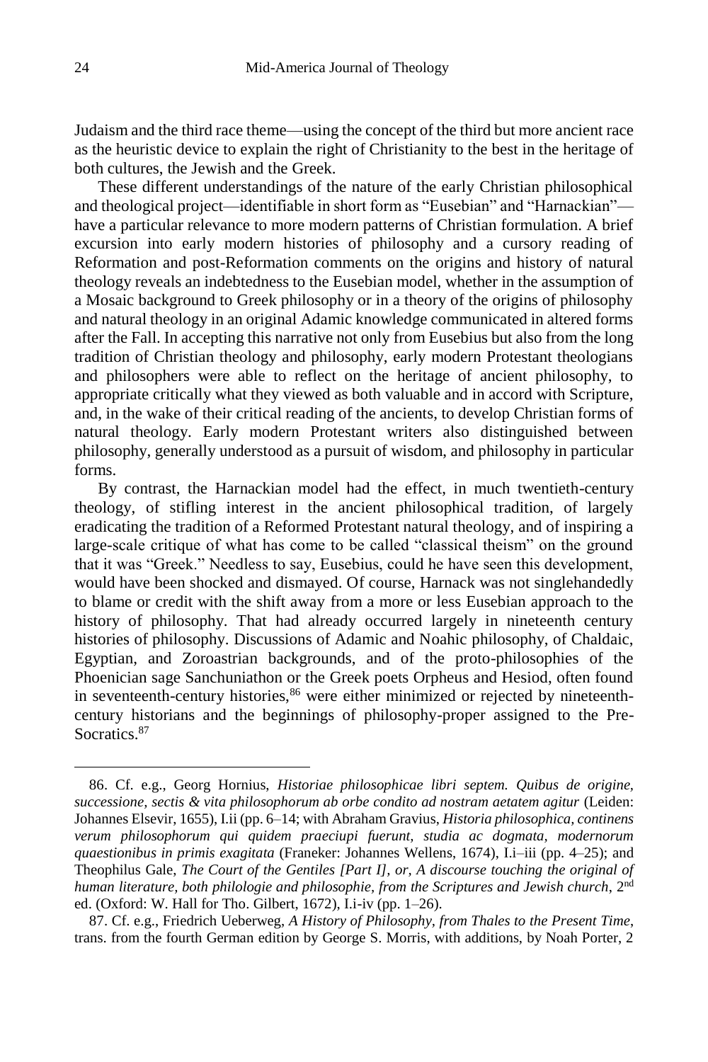Judaism and the third race theme—using the concept of the third but more ancient race as the heuristic device to explain the right of Christianity to the best in the heritage of both cultures, the Jewish and the Greek.

These different understandings of the nature of the early Christian philosophical and theological project—identifiable in short form as "Eusebian" and "Harnackian"—have a particular relevance to more modern patterns of Christian formulation. A brief excursion into early modern histories of philosophy and a cursory reading of Reformation and post-Reformation comments on the origins and history of natural theology reveals an indebtedness to the Eusebian model, whether in the assumption of a Mosaic background to Greek philosophy or in a theory of the origins of philosophy and natural theology in an original Adamic knowledge communicated in altered forms after the Fall. In accepting this narrative not only from Eusebius but also from the long tradition of Christian theology and philosophy, early modern Protestant theologians and philosophers were able to reflect on the heritage of ancient philosophy, to appropriate critically what they viewed as both valuable and in accord with Scripture, and, in the wake of their critical reading of the ancients, to develop Christian forms of natural theology. Early modern Protestant writers also distinguished between philosophy, generally understood as a pursuit of wisdom, and philosophy in particular forms.

By contrast, the Harnackian model had the effect, in much twentieth-century theology, of stifling interest in the ancient philosophical tradition, of largely eradicating the tradition of a Reformed Protestant natural theology, and of inspiring a large-scale critique of what has come to be called "classical theism" on the ground that it was "Greek." Needless to say, Eusebius, could he have seen this development, would have been shocked and dismayed. Of course, Harnack was not singlehandedly to blame or credit with the shift away from a more or less Eusebian approach to the history of philosophy. That had already occurred largely in nineteenth century histories of philosophy. Discussions of Adamic and Noahic philosophy, of Chaldaic, Egyptian, and Zoroastrian backgrounds, and of the proto-philosophies of the Phoenician sage Sanchuniathon or the Greek poets Orpheus and Hesiod, often found in seventeenth-century histories,[86] were either minimized or rejected by nineteenth-century historians and the beginnings of philosophy-proper assigned to the Pre-Socratics.[87]

---

86. Cf. e.g., Georg Hornius, *Historiae philosophicae libri septem. Quibus de origine, successione, sectis & vita philosophorum ab orbe condito ad nostram aetatem agitur* (Leiden: Johannes Elsevir, 1655), I.ii (pp. 6–14; with Abraham Gravius, *Historia philosophica, continens verum philosophorum qui quidem praeciupi fuerunt, studia ac dogmata, modernorum quaestionibus in primis exagitata* (Franeker: Johannes Wellens, 1674), I.i–iii (pp. 4–25); and Theophilus Gale, *The Court of the Gentiles [Part I], or, A discourse touching the original of human literature, both philologie and philosophie, from the Scriptures and Jewish church*, 2nd ed. (Oxford: W. Hall for Tho. Gilbert, 1672), I.i-iv (pp. 1–26).

87. Cf. e.g., Friedrich Ueberweg, *A History of Philosophy, from Thales to the Present Time*, trans. from the fourth German edition by George S. Morris, with additions, by Noah Porter, 2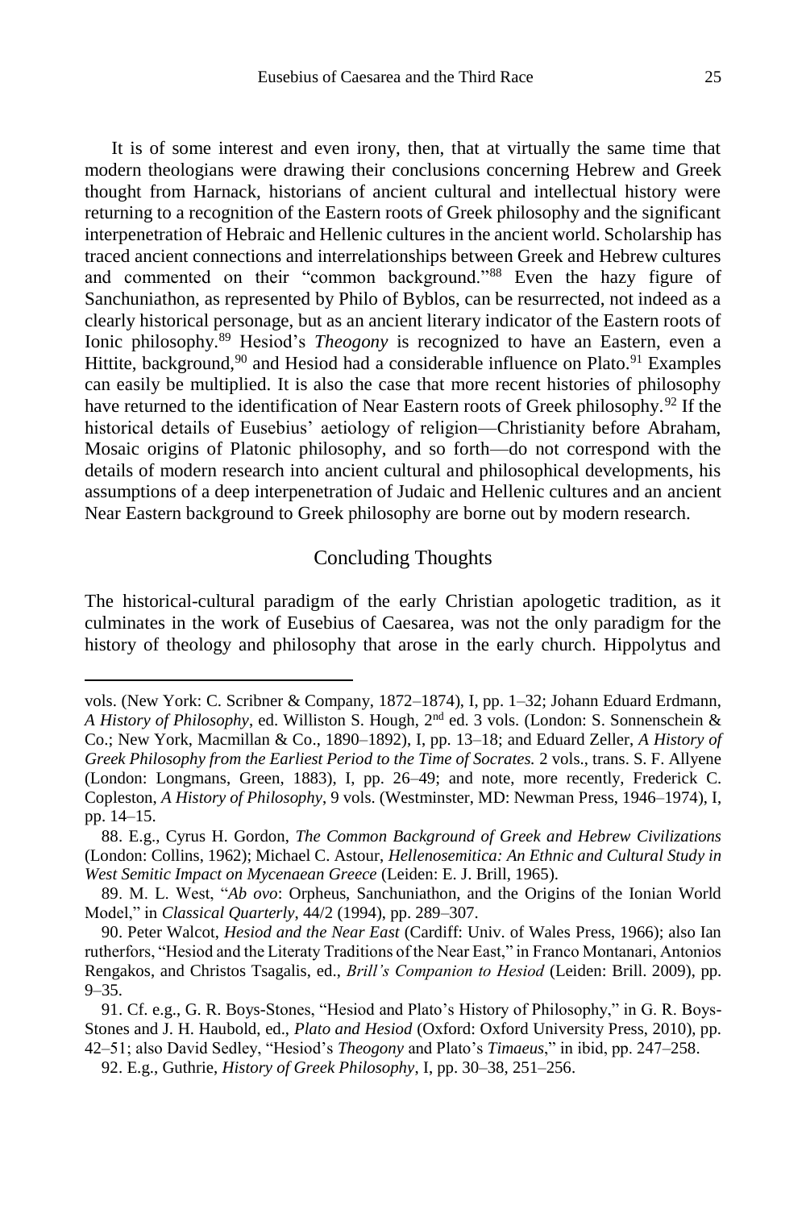It is of some interest and even irony, then, that at virtually the same time that modern theologians were drawing their conclusions concerning Hebrew and Greek thought from Harnack, historians of ancient cultural and intellectual history were returning to a recognition of the Eastern roots of Greek philosophy and the significant interpenetration of Hebraic and Hellenic cultures in the ancient world. Scholarship has traced ancient connections and interrelationships between Greek and Hebrew cultures and commented on their "common background."[88] Even the hazy figure of Sanchuniathon, as represented by Philo of Byblos, can be resurrected, not indeed as a clearly historical personage, but as an ancient literary indicator of the Eastern roots of Ionic philosophy.[89] Hesiod's *Theogony* is recognized to have an Eastern, even a Hittite, background,[90] and Hesiod had a considerable influence on Plato.[91] Examples can easily be multiplied. It is also the case that more recent histories of philosophy have returned to the identification of Near Eastern roots of Greek philosophy.[92] If the historical details of Eusebius' aetiology of religion—Christianity before Abraham, Mosaic origins of Platonic philosophy, and so forth—do not correspond with the details of modern research into ancient cultural and philosophical developments, his assumptions of a deep interpenetration of Judaic and Hellenic cultures and an ancient Near Eastern background to Greek philosophy are borne out by modern research.

## Concluding Thoughts

The historical-cultural paradigm of the early Christian apologetic tradition, as it culminates in the work of Eusebius of Caesarea, was not the only paradigm for the history of theology and philosophy that arose in the early church. Hippolytus and

---

vols. (New York: C. Scribner & Company, 1872–1874), I, pp. 1–32; Johann Eduard Erdmann, *A History of Philosophy*, ed. Williston S. Hough, 2nd ed. 3 vols. (London: S. Sonnenschein & Co.; New York, Macmillan & Co., 1890–1892), I, pp. 13–18; and Eduard Zeller, *A History of Greek Philosophy from the Earliest Period to the Time of Socrates.* 2 vols., trans. S. F. Allyene (London: Longmans, Green, 1883), I, pp. 26–49; and note, more recently, Frederick C. Copleston, *A History of Philosophy*, 9 vols. (Westminster, MD: Newman Press, 1946–1974), I, pp. 14–15.

88. E.g., Cyrus H. Gordon, *The Common Background of Greek and Hebrew Civilizations* (London: Collins, 1962); Michael C. Astour, *Hellenosemitica: An Ethnic and Cultural Study in West Semitic Impact on Mycenaean Greece* (Leiden: E. J. Brill, 1965).

89. M. L. West, "*Ab ovo*: Orpheus, Sanchuniathon, and the Origins of the Ionian World Model," in *Classical Quarterly*, 44/2 (1994), pp. 289–307.

90. Peter Walcot, *Hesiod and the Near East* (Cardiff: Univ. of Wales Press, 1966); also Ian rutherfors, "Hesiod and the Literaty Traditions of the Near East," in Franco Montanari, Antonios Rengakos, and Christos Tsagalis, ed., *Brill's Companion to Hesiod* (Leiden: Brill. 2009), pp. 9–35.

91. Cf. e.g., G. R. Boys-Stones, "Hesiod and Plato's History of Philosophy," in G. R. Boys-Stones and J. H. Haubold, ed., *Plato and Hesiod* (Oxford: Oxford University Press, 2010), pp. 42–51; also David Sedley, "Hesiod's *Theogony* and Plato's *Timaeus*," in ibid, pp. 247–258.

92. E.g., Guthrie, *History of Greek Philosophy*, I, pp. 30–38, 251–256.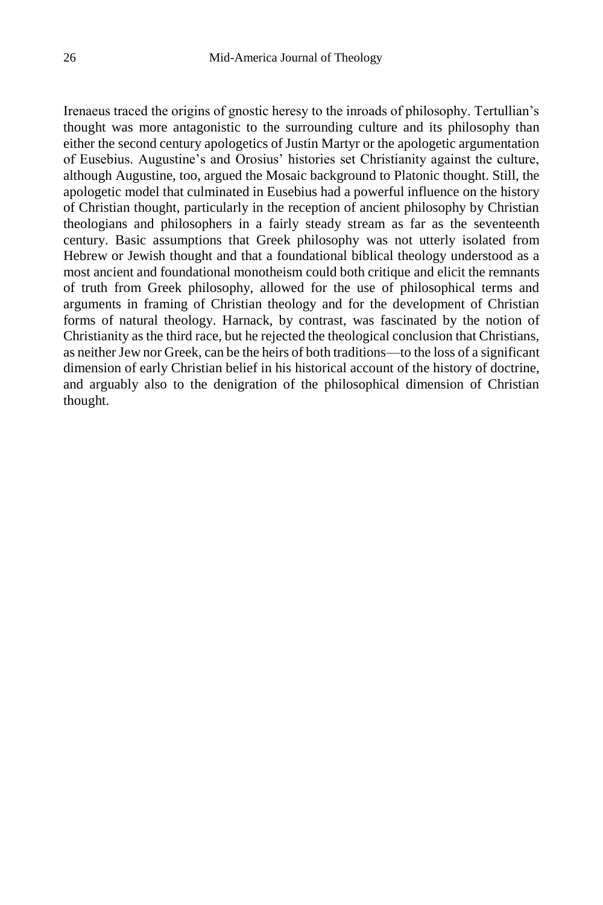Irenaeus traced the origins of gnostic heresy to the inroads of philosophy. Tertullian's thought was more antagonistic to the surrounding culture and its philosophy than either the second century apologetics of Justin Martyr or the apologetic argumentation of Eusebius. Augustine's and Orosius' histories set Christianity against the culture, although Augustine, too, argued the Mosaic background to Platonic thought. Still, the apologetic model that culminated in Eusebius had a powerful influence on the history of Christian thought, particularly in the reception of ancient philosophy by Christian theologians and philosophers in a fairly steady stream as far as the seventeenth century. Basic assumptions that Greek philosophy was not utterly isolated from Hebrew or Jewish thought and that a foundational biblical theology understood as a most ancient and foundational monotheism could both critique and elicit the remnants of truth from Greek philosophy, allowed for the use of philosophical terms and arguments in framing of Christian theology and for the development of Christian forms of natural theology. Harnack, by contrast, was fascinated by the notion of Christianity as the third race, but he rejected the theological conclusion that Christians, as neither Jew nor Greek, can be the heirs of both traditions—to the loss of a significant dimension of early Christian belief in his historical account of the history of doctrine, and arguably also to the denigration of the philosophical dimension of Christian thought.